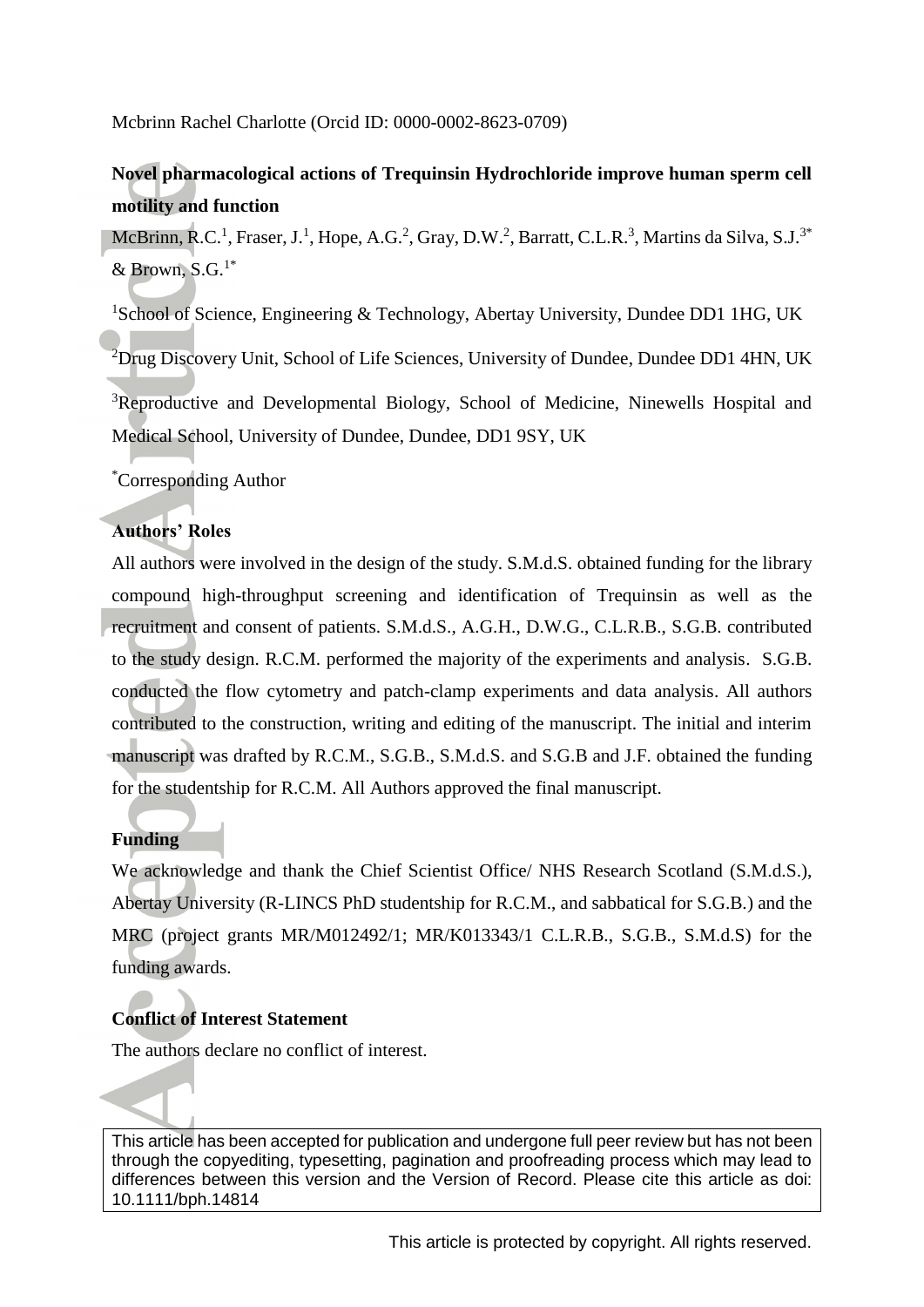Mcbrinn Rachel Charlotte (Orcid ID: 0000-0002-8623-0709)

# Novel pharmacological actions of Trequinsin Hydrochloride improve human sperm cell motility and function

McBrinn, R.C.[1], Fraser, J.[1], Hope, A.G.[2], Gray, D.W.[2], Barratt, C.L.R.[3], Martins da Silva, S.J.[3*] & Brown, S.G.[1*]

[1]School of Science, Engineering & Technology, Abertay University, Dundee DD1 1HG, UK

[2]Drug Discovery Unit, School of Life Sciences, University of Dundee, Dundee DD1 4HN, UK

[3]Reproductive and Developmental Biology, School of Medicine, Ninewells Hospital and Medical School, University of Dundee, Dundee, DD1 9SY, UK

[*]Corresponding Author

## Authors' Roles

All authors were involved in the design of the study. S.M.d.S. obtained funding for the library compound high-throughput screening and identification of Trequinsin as well as the recruitment and consent of patients. S.M.d.S., A.G.H., D.W.G., C.L.R.B., S.G.B. contributed to the study design. R.C.M. performed the majority of the experiments and analysis. S.G.B. conducted the flow cytometry and patch-clamp experiments and data analysis. All authors contributed to the construction, writing and editing of the manuscript. The initial and interim manuscript was drafted by R.C.M., S.G.B., S.M.d.S. and S.G.B and J.F. obtained the funding for the studentship for R.C.M. All Authors approved the final manuscript.

## Funding

We acknowledge and thank the Chief Scientist Office/ NHS Research Scotland (S.M.d.S.), Abertay University (R-LINCS PhD studentship for R.C.M., and sabbatical for S.G.B.) and the MRC (project grants MR/M012492/1; MR/K013343/1 C.L.R.B., S.G.B., S.M.d.S) for the funding awards.

## Conflict of Interest Statement

The authors declare no conflict of interest.

This article has been accepted for publication and undergone full peer review but has not been through the copyediting, typesetting, pagination and proofreading process which may lead to differences between this version and the Version of Record. Please cite this article as doi: 10.1111/bph.14814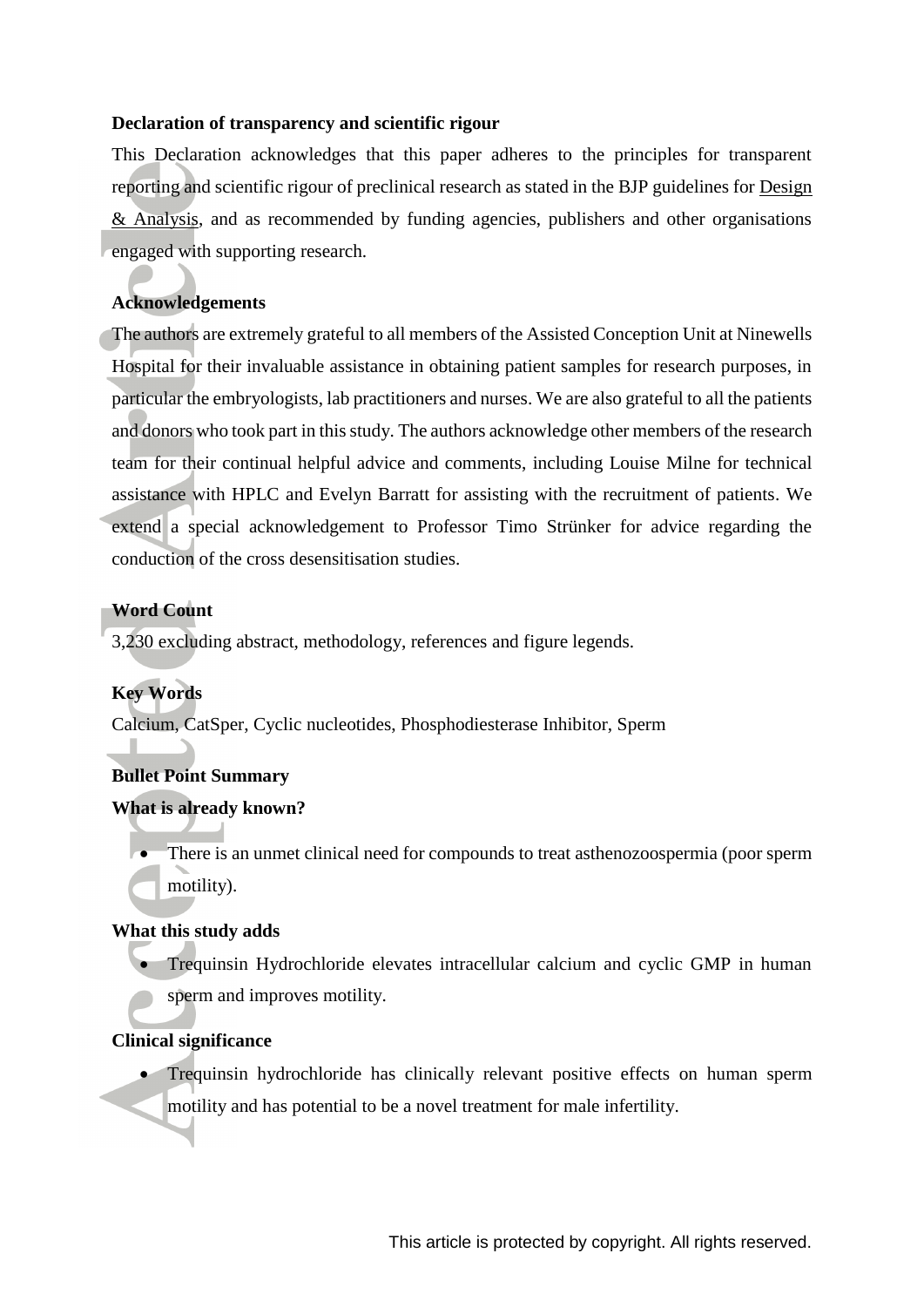**Declaration of transparency and scientific rigour**

This Declaration acknowledges that this paper adheres to the principles for transparent reporting and scientific rigour of preclinical research as stated in the BJP guidelines for Design & Analysis, and as recommended by funding agencies, publishers and other organisations engaged with supporting research.

**Acknowledgements**

The authors are extremely grateful to all members of the Assisted Conception Unit at Ninewells Hospital for their invaluable assistance in obtaining patient samples for research purposes, in particular the embryologists, lab practitioners and nurses. We are also grateful to all the patients and donors who took part in this study. The authors acknowledge other members of the research team for their continual helpful advice and comments, including Louise Milne for technical assistance with HPLC and Evelyn Barratt for assisting with the recruitment of patients. We extend a special acknowledgement to Professor Timo Strünker for advice regarding the conduction of the cross desensitisation studies.

**Word Count**

3,230 excluding abstract, methodology, references and figure legends.

**Key Words**

Calcium, CatSper, Cyclic nucleotides, Phosphodiesterase Inhibitor, Sperm

**Bullet Point Summary**

**What is already known?**

- There is an unmet clinical need for compounds to treat asthenozoospermia (poor sperm motility).

**What this study adds**

- Trequinsin Hydrochloride elevates intracellular calcium and cyclic GMP in human sperm and improves motility.

**Clinical significance**

- Trequinsin hydrochloride has clinically relevant positive effects on human sperm motility and has potential to be a novel treatment for male infertility.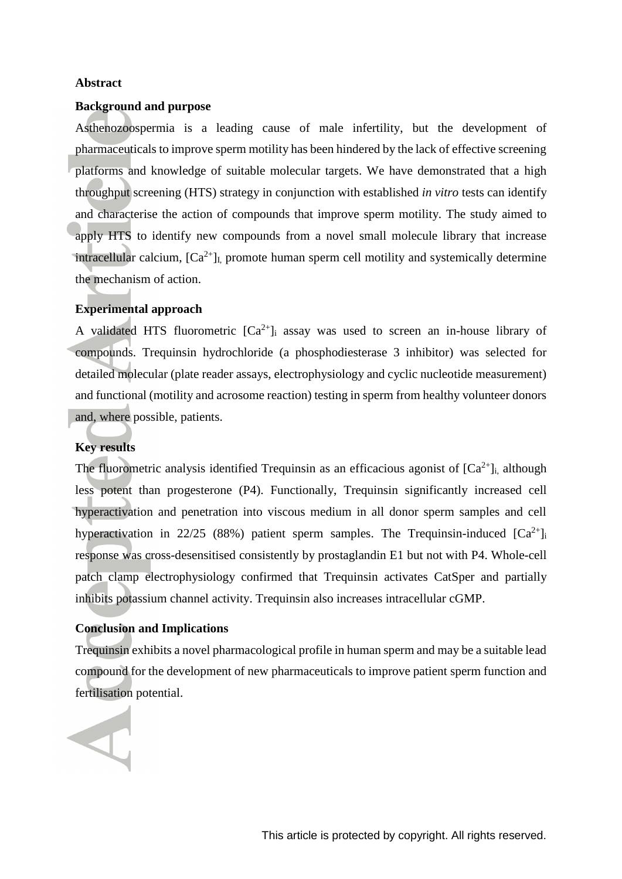## Abstract

### Background and purpose

Asthenozoospermia is a leading cause of male infertility, but the development of pharmaceuticals to improve sperm motility has been hindered by the lack of effective screening platforms and knowledge of suitable molecular targets. We have demonstrated that a high throughput screening (HTS) strategy in conjunction with established *in vitro* tests can identify and characterise the action of compounds that improve sperm motility. The study aimed to apply HTS to identify new compounds from a novel small molecule library that increase intracellular calcium, $[Ca^{2+}]_{I,}$ promote human sperm cell motility and systemically determine the mechanism of action.

### Experimental approach

A validated HTS fluorometric $[Ca^{2+}]_i$ assay was used to screen an in-house library of compounds. Trequinsin hydrochloride (a phosphodiesterase 3 inhibitor) was selected for detailed molecular (plate reader assays, electrophysiology and cyclic nucleotide measurement) and functional (motility and acrosome reaction) testing in sperm from healthy volunteer donors and, where possible, patients.

### Key results

The fluorometric analysis identified Trequinsin as an efficacious agonist of $[Ca^{2+}]_{i,}$ although less potent than progesterone (P4). Functionally, Trequinsin significantly increased cell hyperactivation and penetration into viscous medium in all donor sperm samples and cell hyperactivation in 22/25 (88%) patient sperm samples. The Trequinsin-induced $[Ca^{2+}]_i$ response was cross-desensitised consistently by prostaglandin E1 but not with P4. Whole-cell patch clamp electrophysiology confirmed that Trequinsin activates CatSper and partially inhibits potassium channel activity. Trequinsin also increases intracellular cGMP.

### Conclusion and Implications

Trequinsin exhibits a novel pharmacological profile in human sperm and may be a suitable lead compound for the development of new pharmaceuticals to improve patient sperm function and fertilisation potential.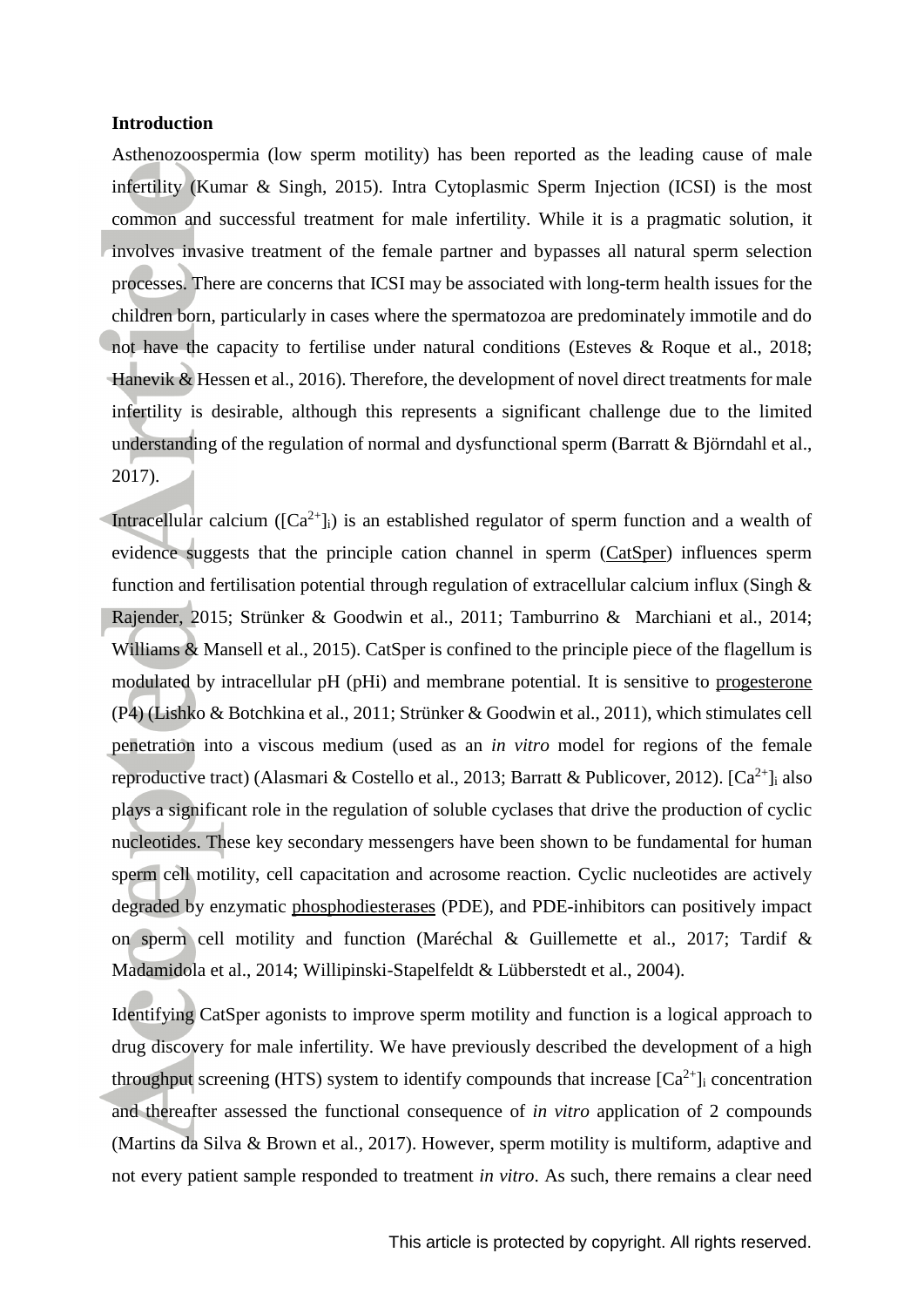**Introduction**

Asthenozoospermia (low sperm motility) has been reported as the leading cause of male infertility (Kumar & Singh, 2015). Intra Cytoplasmic Sperm Injection (ICSI) is the most common and successful treatment for male infertility. While it is a pragmatic solution, it involves invasive treatment of the female partner and bypasses all natural sperm selection processes. There are concerns that ICSI may be associated with long-term health issues for the children born, particularly in cases where the spermatozoa are predominately immotile and do not have the capacity to fertilise under natural conditions (Esteves & Roque et al., 2018; Hanevik & Hessen et al., 2016). Therefore, the development of novel direct treatments for male infertility is desirable, although this represents a significant challenge due to the limited understanding of the regulation of normal and dysfunctional sperm (Barratt & Björndahl et al., 2017).

Intracellular calcium ($[Ca^{2+}]_i$) is an established regulator of sperm function and a wealth of evidence suggests that the principle cation channel in sperm (CatSper) influences sperm function and fertilisation potential through regulation of extracellular calcium influx (Singh & Rajender, 2015; Strünker & Goodwin et al., 2011; Tamburrino & Marchiani et al., 2014; Williams & Mansell et al., 2015). CatSper is confined to the principle piece of the flagellum is modulated by intracellular pH (pHi) and membrane potential. It is sensitive to progesterone (P4) (Lishko & Botchkina et al., 2011; Strünker & Goodwin et al., 2011), which stimulates cell penetration into a viscous medium (used as an *in vitro* model for regions of the female reproductive tract) (Alasmari & Costello et al., 2013; Barratt & Publicover, 2012). $[Ca^{2+}]_i$ also plays a significant role in the regulation of soluble cyclases that drive the production of cyclic nucleotides. These key secondary messengers have been shown to be fundamental for human sperm cell motility, cell capacitation and acrosome reaction. Cyclic nucleotides are actively degraded by enzymatic phosphodiesterases (PDE), and PDE-inhibitors can positively impact on sperm cell motility and function (Maréchal & Guillemette et al., 2017; Tardif & Madamidola et al., 2014; Willipinski-Stapelfeldt & Lübberstedt et al., 2004).

Identifying CatSper agonists to improve sperm motility and function is a logical approach to drug discovery for male infertility. We have previously described the development of a high throughput screening (HTS) system to identify compounds that increase $[Ca^{2+}]_i$ concentration and thereafter assessed the functional consequence of *in vitro* application of 2 compounds (Martins da Silva & Brown et al., 2017). However, sperm motility is multiform, adaptive and not every patient sample responded to treatment *in vitro*. As such, there remains a clear need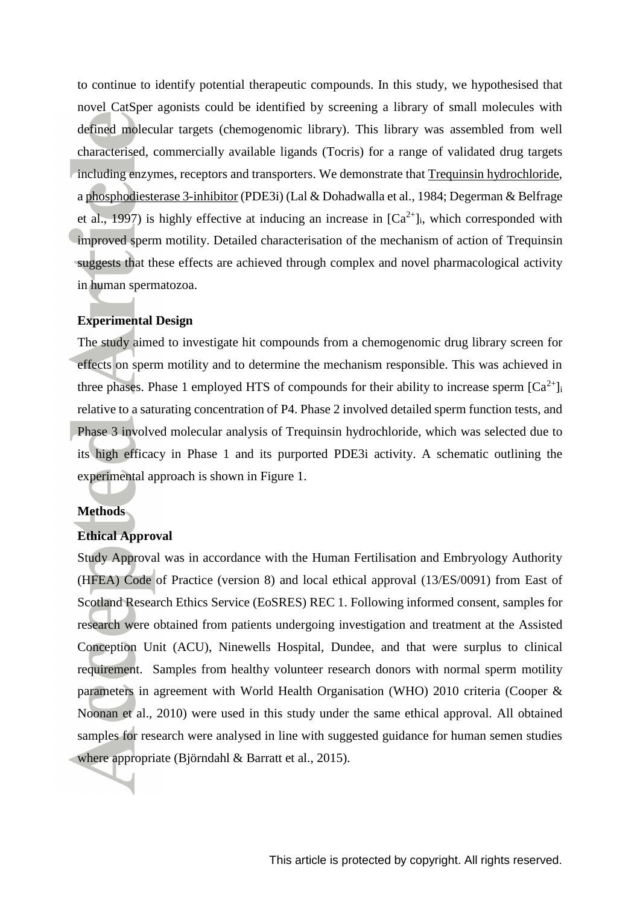to continue to identify potential therapeutic compounds. In this study, we hypothesised that novel CatSper agonists could be identified by screening a library of small molecules with defined molecular targets (chemogenomic library). This library was assembled from well characterised, commercially available ligands (Tocris) for a range of validated drug targets including enzymes, receptors and transporters. We demonstrate that Trequinsin hydrochloride, a phosphodiesterase 3-inhibitor (PDE3i) (Lal & Dohadwalla et al., 1984; Degerman & Belfrage et al., 1997) is highly effective at inducing an increase in $[Ca^{2+}]_i$, which corresponded with improved sperm motility. Detailed characterisation of the mechanism of action of Trequinsin suggests that these effects are achieved through complex and novel pharmacological activity in human spermatozoa.

## Experimental Design

The study aimed to investigate hit compounds from a chemogenomic drug library screen for effects on sperm motility and to determine the mechanism responsible. This was achieved in three phases. Phase 1 employed HTS of compounds for their ability to increase sperm $[Ca^{2+}]_i$ relative to a saturating concentration of P4. Phase 2 involved detailed sperm function tests, and Phase 3 involved molecular analysis of Trequinsin hydrochloride, which was selected due to its high efficacy in Phase 1 and its purported PDE3i activity. A schematic outlining the experimental approach is shown in Figure 1.

## Methods

### Ethical Approval

Study Approval was in accordance with the Human Fertilisation and Embryology Authority (HFEA) Code of Practice (version 8) and local ethical approval (13/ES/0091) from East of Scotland Research Ethics Service (EoSRES) REC 1. Following informed consent, samples for research were obtained from patients undergoing investigation and treatment at the Assisted Conception Unit (ACU), Ninewells Hospital, Dundee, and that were surplus to clinical requirement. Samples from healthy volunteer research donors with normal sperm motility parameters in agreement with World Health Organisation (WHO) 2010 criteria (Cooper & Noonan et al., 2010) were used in this study under the same ethical approval. All obtained samples for research were analysed in line with suggested guidance for human semen studies where appropriate (Björndahl & Barratt et al., 2015).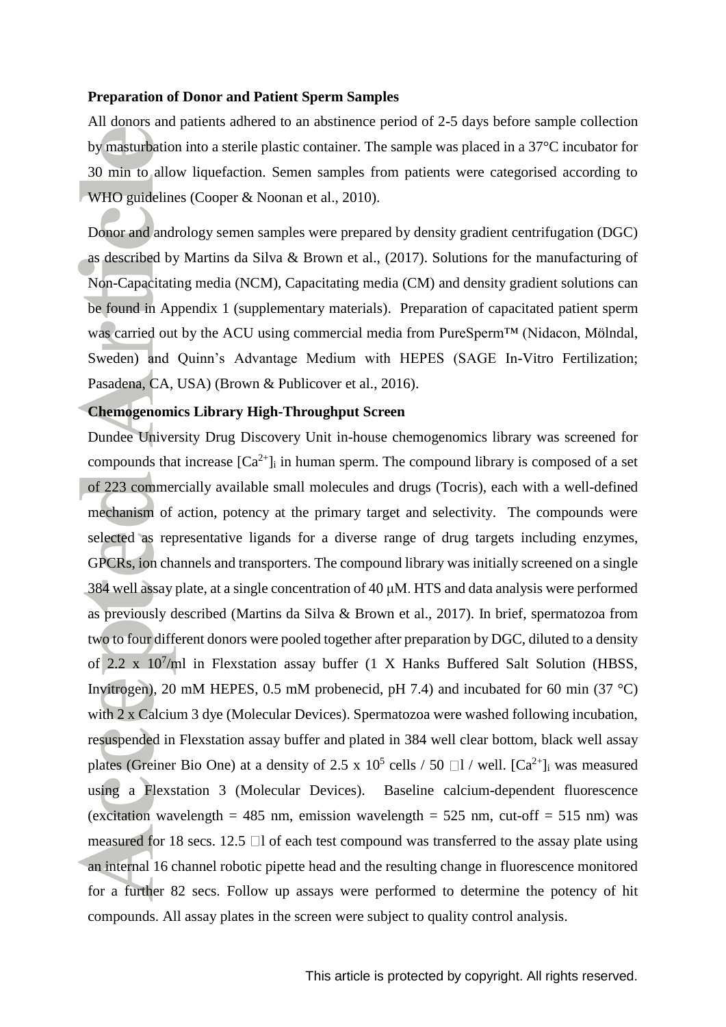**Preparation of Donor and Patient Sperm Samples**

All donors and patients adhered to an abstinence period of 2-5 days before sample collection by masturbation into a sterile plastic container. The sample was placed in a 37°C incubator for 30 min to allow liquefaction. Semen samples from patients were categorised according to WHO guidelines (Cooper & Noonan et al., 2010).

Donor and andrology semen samples were prepared by density gradient centrifugation (DGC) as described by Martins da Silva & Brown et al., (2017). Solutions for the manufacturing of Non-Capacitating media (NCM), Capacitating media (CM) and density gradient solutions can be found in Appendix 1 (supplementary materials). Preparation of capacitated patient sperm was carried out by the ACU using commercial media from PureSperm™ (Nidacon, Mölndal, Sweden) and Quinn's Advantage Medium with HEPES (SAGE In-Vitro Fertilization; Pasadena, CA, USA) (Brown & Publicover et al., 2016).

**Chemogenomics Library High-Throughput Screen**

Dundee University Drug Discovery Unit in-house chemogenomics library was screened for compounds that increase $[Ca^{2+}]_i$ in human sperm. The compound library is composed of a set of 223 commercially available small molecules and drugs (Tocris), each with a well-defined mechanism of action, potency at the primary target and selectivity. The compounds were selected as representative ligands for a diverse range of drug targets including enzymes, GPCRs, ion channels and transporters. The compound library was initially screened on a single 384 well assay plate, at a single concentration of 40 μM. HTS and data analysis were performed as previously described (Martins da Silva & Brown et al., 2017). In brief, spermatozoa from two to four different donors were pooled together after preparation by DGC, diluted to a density of 2.2 x $10^7$/ml in Flexstation assay buffer (1 X Hanks Buffered Salt Solution (HBSS, Invitrogen), 20 mM HEPES, 0.5 mM probenecid, pH 7.4) and incubated for 60 min (37 °C) with 2 x Calcium 3 dye (Molecular Devices). Spermatozoa were washed following incubation, resuspended in Flexstation assay buffer and plated in 384 well clear bottom, black well assay plates (Greiner Bio One) at a density of 2.5 x $10^5$ cells / 50 μl / well. $[Ca^{2+}]_i$ was measured using a Flexstation 3 (Molecular Devices). Baseline calcium-dependent fluorescence (excitation wavelength = 485 nm, emission wavelength = 525 nm, cut-off = 515 nm) was measured for 18 secs. 12.5 μl of each test compound was transferred to the assay plate using an internal 16 channel robotic pipette head and the resulting change in fluorescence monitored for a further 82 secs. Follow up assays were performed to determine the potency of hit compounds. All assay plates in the screen were subject to quality control analysis.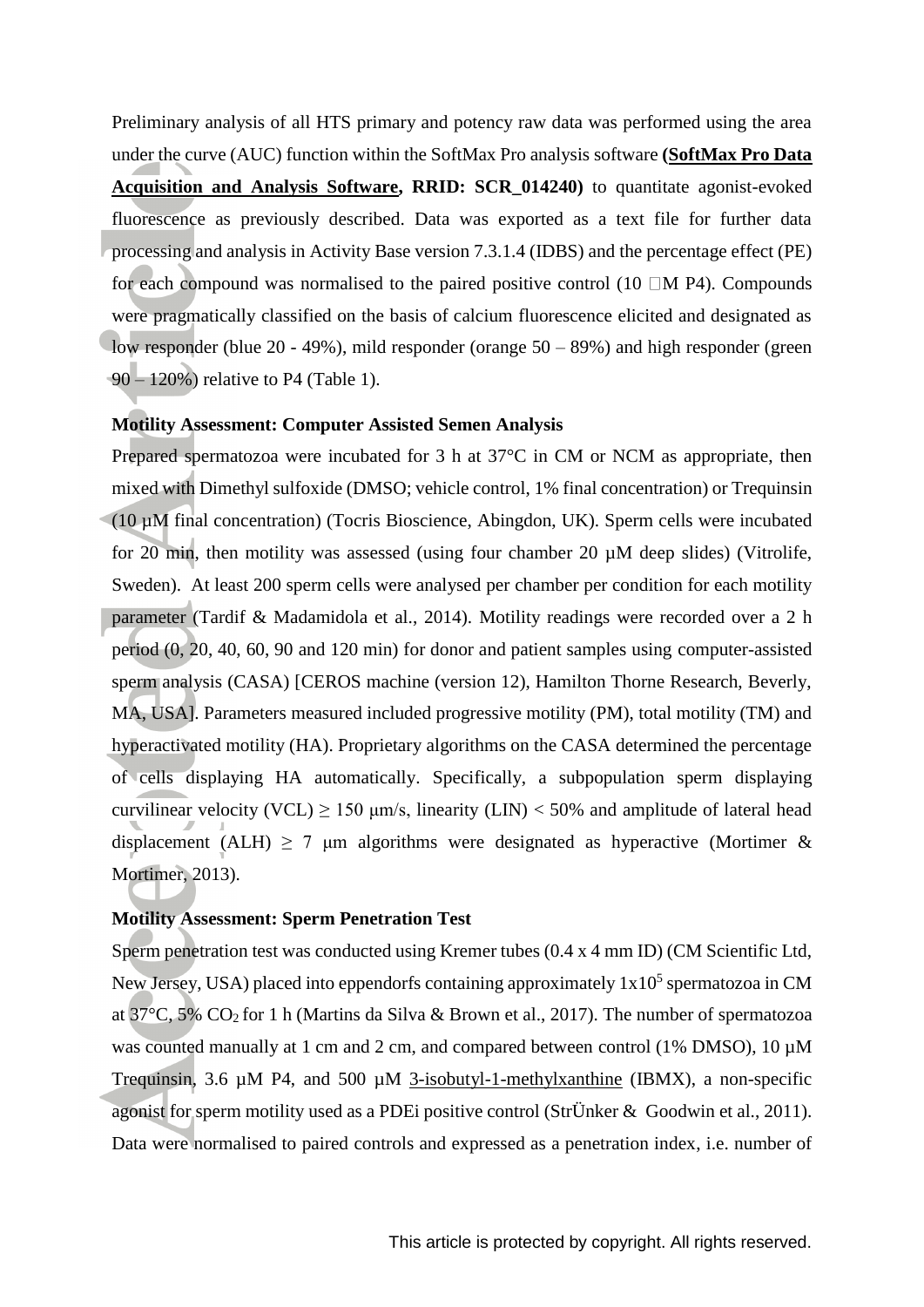Preliminary analysis of all HTS primary and potency raw data was performed using the area under the curve (AUC) function within the SoftMax Pro analysis software **(SoftMax Pro Data Acquisition and Analysis Software, RRID: SCR_014240)** to quantitate agonist-evoked fluorescence as previously described. Data was exported as a text file for further data processing and analysis in Activity Base version 7.3.1.4 (IDBS) and the percentage effect (PE) for each compound was normalised to the paired positive control (10 μM P4). Compounds were pragmatically classified on the basis of calcium fluorescence elicited and designated as low responder (blue 20 - 49%), mild responder (orange 50 – 89%) and high responder (green 90 – 120%) relative to P4 (Table 1).

**Motility Assessment: Computer Assisted Semen Analysis**

Prepared spermatozoa were incubated for 3 h at 37°C in CM or NCM as appropriate, then mixed with Dimethyl sulfoxide (DMSO; vehicle control, 1% final concentration) or Trequinsin (10 µM final concentration) (Tocris Bioscience, Abingdon, UK). Sperm cells were incubated for 20 min, then motility was assessed (using four chamber 20 µM deep slides) (Vitrolife, Sweden). At least 200 sperm cells were analysed per chamber per condition for each motility parameter (Tardif & Madamidola et al., 2014). Motility readings were recorded over a 2 h period (0, 20, 40, 60, 90 and 120 min) for donor and patient samples using computer-assisted sperm analysis (CASA) [CEROS machine (version 12), Hamilton Thorne Research, Beverly, MA, USA]. Parameters measured included progressive motility (PM), total motility (TM) and hyperactivated motility (HA). Proprietary algorithms on the CASA determined the percentage of cells displaying HA automatically. Specifically, a subpopulation sperm displaying curvilinear velocity (VCL) $\geq$ 150 μm/s, linearity (LIN) < 50% and amplitude of lateral head displacement (ALH) $\geq$ 7 μm algorithms were designated as hyperactive (Mortimer & Mortimer, 2013).

**Motility Assessment: Sperm Penetration Test**

Sperm penetration test was conducted using Kremer tubes (0.4 x 4 mm ID) (CM Scientific Ltd, New Jersey, USA) placed into eppendorfs containing approximately $1x10^5$ spermatozoa in CM at 37°C, 5% $CO_2$ for 1 h (Martins da Silva & Brown et al., 2017). The number of spermatozoa was counted manually at 1 cm and 2 cm, and compared between control (1% DMSO), 10 µM Trequinsin, 3.6 µM P4, and 500 µM 3-isobutyl-1-methylxanthine (IBMX), a non-specific agonist for sperm motility used as a PDEi positive control (StrÜnker & Goodwin et al., 2011). Data were normalised to paired controls and expressed as a penetration index, i.e. number of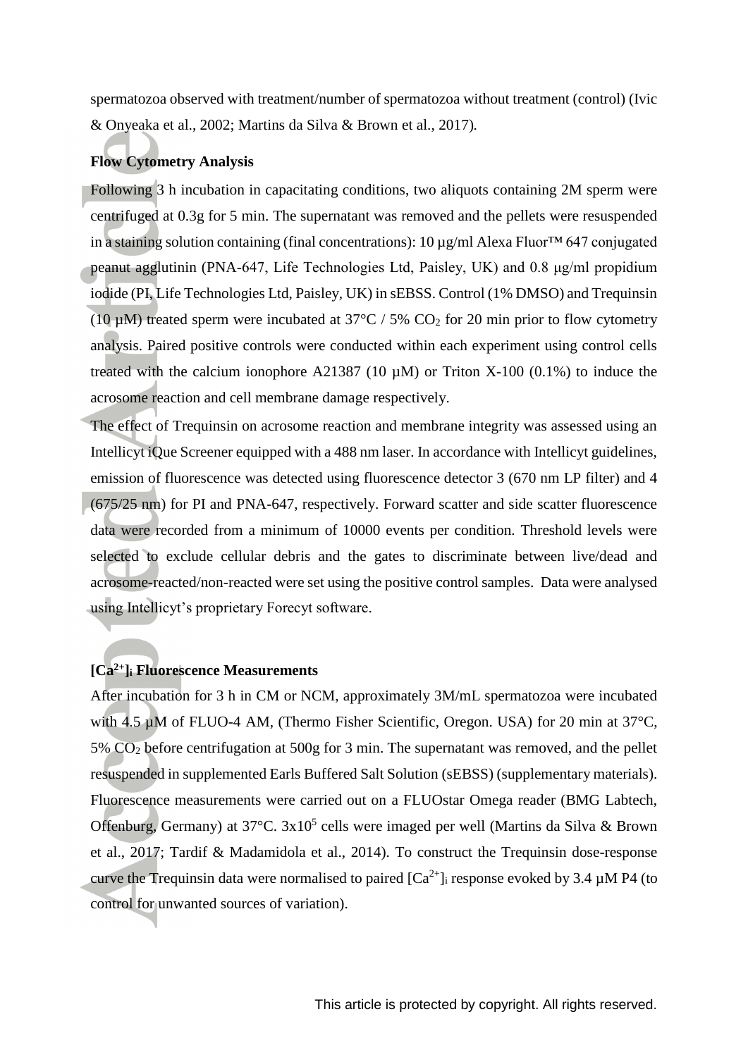spermatozoa observed with treatment/number of spermatozoa without treatment (control) (Ivic & Onyeaka et al., 2002; Martins da Silva & Brown et al., 2017).

**Flow Cytometry Analysis**

Following 3 h incubation in capacitating conditions, two aliquots containing 2M sperm were centrifuged at 0.3g for 5 min. The supernatant was removed and the pellets were resuspended in a staining solution containing (final concentrations): 10 µg/ml Alexa Fluor™ 647 conjugated peanut agglutinin (PNA-647, Life Technologies Ltd, Paisley, UK) and 0.8 µg/ml propidium iodide (PI, Life Technologies Ltd, Paisley, UK) in sEBSS. Control (1% DMSO) and Trequinsin (10 µM) treated sperm were incubated at 37°C / 5% $CO_2$ for 20 min prior to flow cytometry analysis. Paired positive controls were conducted within each experiment using control cells treated with the calcium ionophore A21387 (10 µM) or Triton X-100 (0.1%) to induce the acrosome reaction and cell membrane damage respectively.

The effect of Trequinsin on acrosome reaction and membrane integrity was assessed using an Intellicyt iQue Screener equipped with a 488 nm laser. In accordance with Intellicyt guidelines, emission of fluorescence was detected using fluorescence detector 3 (670 nm LP filter) and 4 (675/25 nm) for PI and PNA-647, respectively. Forward scatter and side scatter fluorescence data were recorded from a minimum of 10000 events per condition. Threshold levels were selected to exclude cellular debris and the gates to discriminate between live/dead and acrosome-reacted/non-reacted were set using the positive control samples. Data were analysed using Intellicyt's proprietary Forecyt software.

**$[Ca^{2+}]_i$ Fluorescence Measurements**

After incubation for 3 h in CM or NCM, approximately 3M/mL spermatozoa were incubated with 4.5 µM of FLUO-4 AM, (Thermo Fisher Scientific, Oregon. USA) for 20 min at 37°C, 5% $CO_2$ before centrifugation at 500g for 3 min. The supernatant was removed, and the pellet resuspended in supplemented Earls Buffered Salt Solution (sEBSS) (supplementary materials). Fluorescence measurements were carried out on a FLUOstar Omega reader (BMG Labtech, Offenburg, Germany) at 37°C. $3x10^5$ cells were imaged per well (Martins da Silva & Brown et al., 2017; Tardif & Madamidola et al., 2014). To construct the Trequinsin dose-response curve the Trequinsin data were normalised to paired $[Ca^{2+}]_i$ response evoked by 3.4 µM P4 (to control for unwanted sources of variation).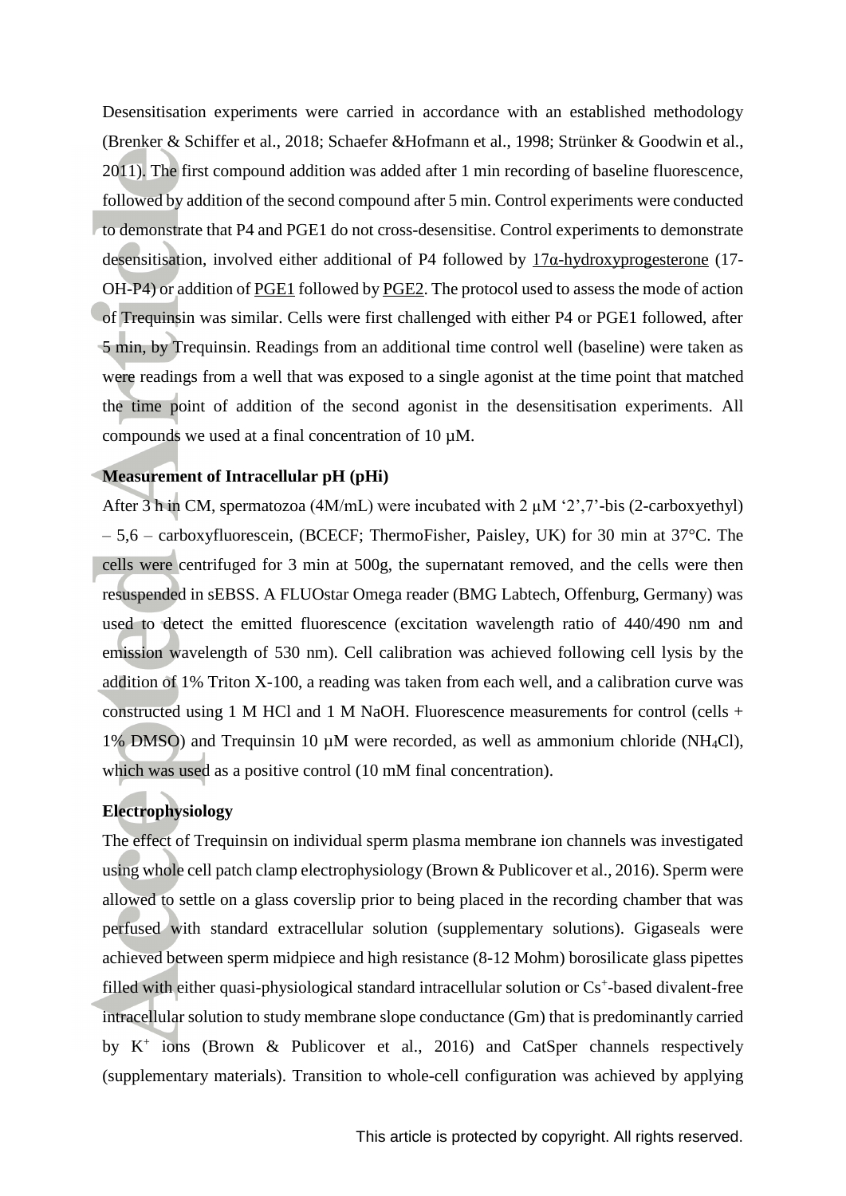Desensitisation experiments were carried in accordance with an established methodology (Brenker & Schiffer et al., 2018; Schaefer &Hofmann et al., 1998; Strünker & Goodwin et al., 2011). The first compound addition was added after 1 min recording of baseline fluorescence, followed by addition of the second compound after 5 min. Control experiments were conducted to demonstrate that P4 and PGE1 do not cross-desensitise. Control experiments to demonstrate desensitisation, involved either additional of P4 followed by 17α-hydroxyprogesterone (17-OH-P4) or addition of PGE1 followed by PGE2. The protocol used to assess the mode of action of Trequinsin was similar. Cells were first challenged with either P4 or PGE1 followed, after 5 min, by Trequinsin. Readings from an additional time control well (baseline) were taken as were readings from a well that was exposed to a single agonist at the time point that matched the time point of addition of the second agonist in the desensitisation experiments. All compounds we used at a final concentration of 10 µM.

**Measurement of Intracellular pH (pHi)**

After 3 h in CM, spermatozoa (4M/mL) were incubated with 2 µM '2',7'-bis (2-carboxyethyl) – 5,6 – carboxyfluorescein, (BCECF; ThermoFisher, Paisley, UK) for 30 min at 37°C. The cells were centrifuged for 3 min at 500g, the supernatant removed, and the cells were then resuspended in sEBSS. A FLUOstar Omega reader (BMG Labtech, Offenburg, Germany) was used to detect the emitted fluorescence (excitation wavelength ratio of 440/490 nm and emission wavelength of 530 nm). Cell calibration was achieved following cell lysis by the addition of 1% Triton X-100, a reading was taken from each well, and a calibration curve was constructed using 1 M HCl and 1 M NaOH. Fluorescence measurements for control (cells + 1% DMSO) and Trequinsin 10 µM were recorded, as well as ammonium chloride ($NH_4Cl$), which was used as a positive control (10 mM final concentration).

**Electrophysiology**

The effect of Trequinsin on individual sperm plasma membrane ion channels was investigated using whole cell patch clamp electrophysiology (Brown & Publicover et al., 2016). Sperm were allowed to settle on a glass coverslip prior to being placed in the recording chamber that was perfused with standard extracellular solution (supplementary solutions). Gigaseals were achieved between sperm midpiece and high resistance (8-12 Mohm) borosilicate glass pipettes filled with either quasi-physiological standard intracellular solution or $Cs^+$-based divalent-free intracellular solution to study membrane slope conductance (Gm) that is predominantly carried by $K^+$ ions (Brown & Publicover et al., 2016) and CatSper channels respectively (supplementary materials). Transition to whole-cell configuration was achieved by applying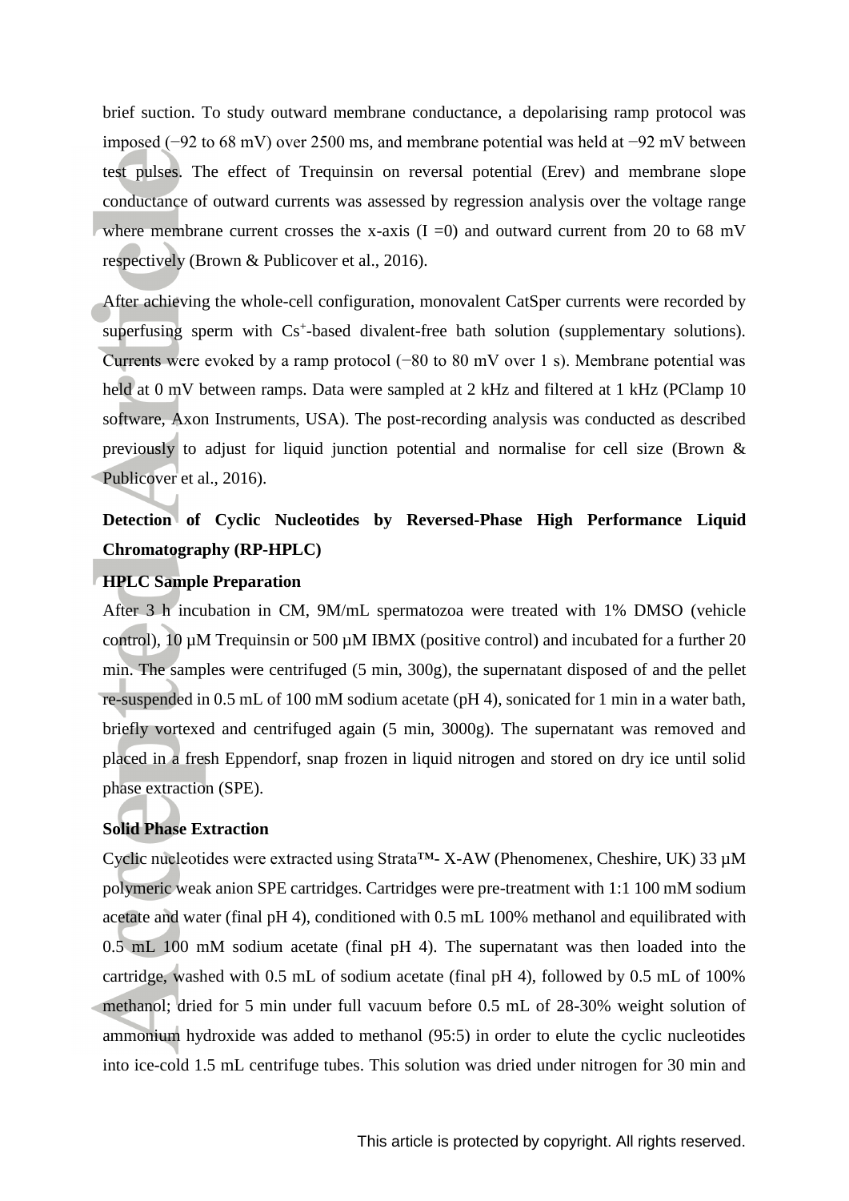brief suction. To study outward membrane conductance, a depolarising ramp protocol was imposed (−92 to 68 mV) over 2500 ms, and membrane potential was held at −92 mV between test pulses. The effect of Trequinsin on reversal potential (Erev) and membrane slope conductance of outward currents was assessed by regression analysis over the voltage range where membrane current crosses the x-axis (I =0) and outward current from 20 to 68 mV respectively (Brown & Publicover et al., 2016).

After achieving the whole-cell configuration, monovalent CatSper currents were recorded by superfusing sperm with $Cs^+$-based divalent-free bath solution (supplementary solutions). Currents were evoked by a ramp protocol (−80 to 80 mV over 1 s). Membrane potential was held at 0 mV between ramps. Data were sampled at 2 kHz and filtered at 1 kHz (PClamp 10 software, Axon Instruments, USA). The post-recording analysis was conducted as described previously to adjust for liquid junction potential and normalise for cell size (Brown & Publicover et al., 2016).

## Detection of Cyclic Nucleotides by Reversed-Phase High Performance Liquid Chromatography (RP-HPLC)

### HPLC Sample Preparation

After 3 h incubation in CM, 9M/mL spermatozoa were treated with 1% DMSO (vehicle control), 10 µM Trequinsin or 500 µM IBMX (positive control) and incubated for a further 20 min. The samples were centrifuged (5 min, 300g), the supernatant disposed of and the pellet re-suspended in 0.5 mL of 100 mM sodium acetate (pH 4), sonicated for 1 min in a water bath, briefly vortexed and centrifuged again (5 min, 3000g). The supernatant was removed and placed in a fresh Eppendorf, snap frozen in liquid nitrogen and stored on dry ice until solid phase extraction (SPE).

### Solid Phase Extraction

Cyclic nucleotides were extracted using Strata™- X-AW (Phenomenex, Cheshire, UK) 33 µM polymeric weak anion SPE cartridges. Cartridges were pre-treatment with 1:1 100 mM sodium acetate and water (final pH 4), conditioned with 0.5 mL 100% methanol and equilibrated with 0.5 mL 100 mM sodium acetate (final pH 4). The supernatant was then loaded into the cartridge, washed with 0.5 mL of sodium acetate (final pH 4), followed by 0.5 mL of 100% methanol; dried for 5 min under full vacuum before 0.5 mL of 28-30% weight solution of ammonium hydroxide was added to methanol (95:5) in order to elute the cyclic nucleotides into ice-cold 1.5 mL centrifuge tubes. This solution was dried under nitrogen for 30 min and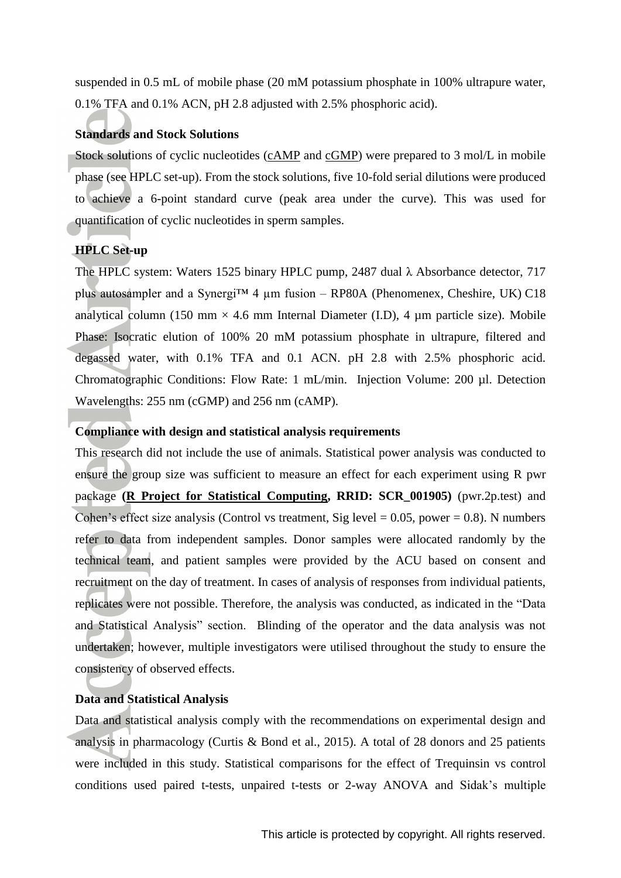suspended in 0.5 mL of mobile phase (20 mM potassium phosphate in 100% ultrapure water, 0.1% TFA and 0.1% ACN, pH 2.8 adjusted with 2.5% phosphoric acid).

**Standards and Stock Solutions**

Stock solutions of cyclic nucleotides (cAMP and cGMP) were prepared to 3 mol/L in mobile phase (see HPLC set-up). From the stock solutions, five 10-fold serial dilutions were produced to achieve a 6-point standard curve (peak area under the curve). This was used for quantification of cyclic nucleotides in sperm samples.

**HPLC Set-up**

The HPLC system: Waters 1525 binary HPLC pump, 2487 dual λ Absorbance detector, 717 plus autosampler and a Synergi™ 4 µm fusion – RP80A (Phenomenex, Cheshire, UK) C18 analytical column (150 mm × 4.6 mm Internal Diameter (I.D), 4 µm particle size). Mobile Phase: Isocratic elution of 100% 20 mM potassium phosphate in ultrapure, filtered and degassed water, with 0.1% TFA and 0.1 ACN. pH 2.8 with 2.5% phosphoric acid. Chromatographic Conditions: Flow Rate: 1 mL/min. Injection Volume: 200 µl. Detection Wavelengths: 255 nm (cGMP) and 256 nm (cAMP).

**Compliance with design and statistical analysis requirements**

This research did not include the use of animals. Statistical power analysis was conducted to ensure the group size was sufficient to measure an effect for each experiment using R pwr package **(R Project for Statistical Computing, RRID: SCR_001905)** (pwr.2p.test) and Cohen's effect size analysis (Control vs treatment, Sig level = 0.05, power = 0.8). N numbers refer to data from independent samples. Donor samples were allocated randomly by the technical team, and patient samples were provided by the ACU based on consent and recruitment on the day of treatment. In cases of analysis of responses from individual patients, replicates were not possible. Therefore, the analysis was conducted, as indicated in the "Data and Statistical Analysis" section. Blinding of the operator and the data analysis was not undertaken; however, multiple investigators were utilised throughout the study to ensure the consistency of observed effects.

**Data and Statistical Analysis**

Data and statistical analysis comply with the recommendations on experimental design and analysis in pharmacology (Curtis & Bond et al., 2015). A total of 28 donors and 25 patients were included in this study. Statistical comparisons for the effect of Trequinsin vs control conditions used paired t-tests, unpaired t-tests or 2-way ANOVA and Sidak's multiple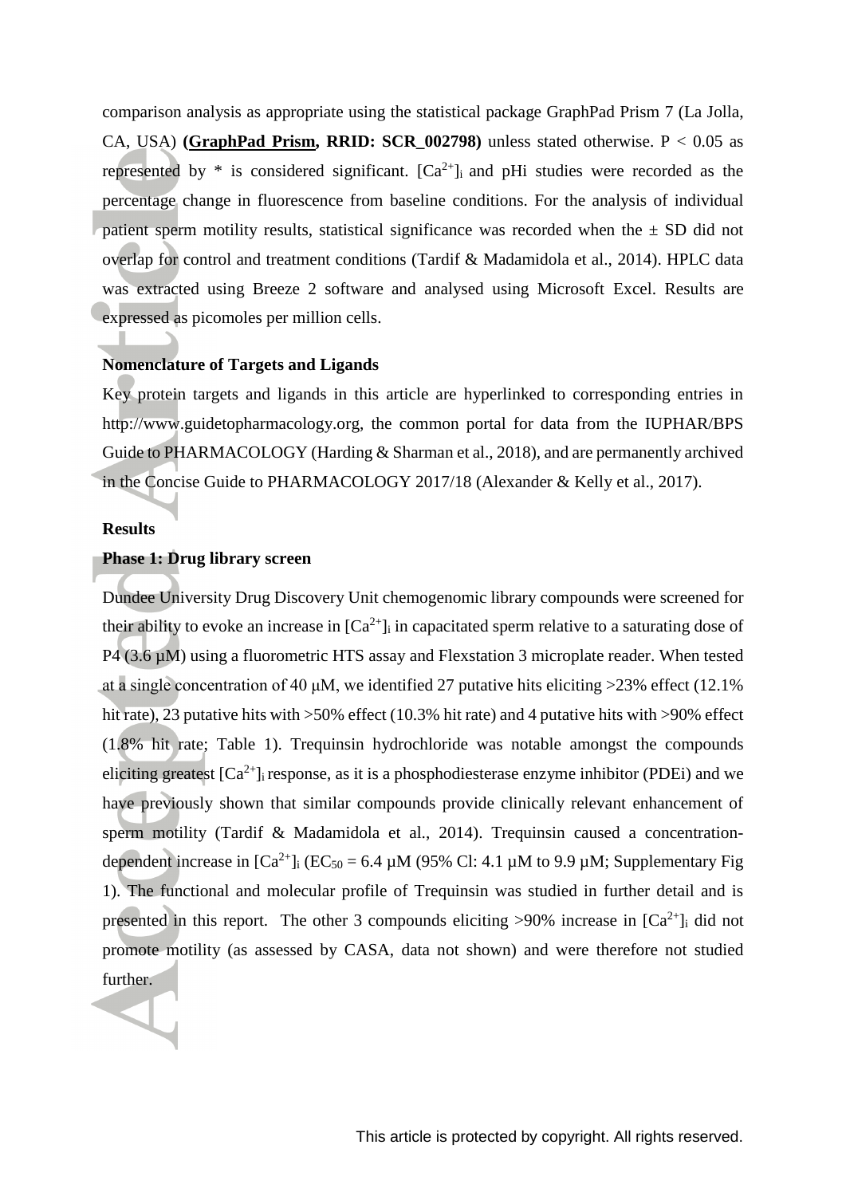comparison analysis as appropriate using the statistical package GraphPad Prism 7 (La Jolla, CA, USA) **(GraphPad Prism, RRID: SCR_002798)** unless stated otherwise. $P < 0.05$ as represented by * is considered significant. $[Ca^{2+}]_i$ and pHi studies were recorded as the percentage change in fluorescence from baseline conditions. For the analysis of individual patient sperm motility results, statistical significance was recorded when the ± SD did not overlap for control and treatment conditions (Tardif & Madamidola et al., 2014). HPLC data was extracted using Breeze 2 software and analysed using Microsoft Excel. Results are expressed as picomoles per million cells.

### Nomenclature of Targets and Ligands

Key protein targets and ligands in this article are hyperlinked to corresponding entries in http://www.guidetopharmacology.org, the common portal for data from the IUPHAR/BPS Guide to PHARMACOLOGY (Harding & Sharman et al., 2018), and are permanently archived in the Concise Guide to PHARMACOLOGY 2017/18 (Alexander & Kelly et al., 2017).

## Results

### Phase 1: Drug library screen

Dundee University Drug Discovery Unit chemogenomic library compounds were screened for their ability to evoke an increase in $[Ca^{2+}]_i$ in capacitated sperm relative to a saturating dose of P4 (3.6 μM) using a fluorometric HTS assay and Flexstation 3 microplate reader. When tested at a single concentration of 40 μM, we identified 27 putative hits eliciting >23% effect (12.1% hit rate), 23 putative hits with >50% effect (10.3% hit rate) and 4 putative hits with >90% effect (1.8% hit rate; Table 1). Trequinsin hydrochloride was notable amongst the compounds eliciting greatest $[Ca^{2+}]_i$ response, as it is a phosphodiesterase enzyme inhibitor (PDEi) and we have previously shown that similar compounds provide clinically relevant enhancement of sperm motility (Tardif & Madamidola et al., 2014). Trequinsin caused a concentration-dependent increase in $[Ca^{2+}]_i$ ($EC_{50}$ = 6.4 μM (95% Cl: 4.1 μM to 9.9 μM; Supplementary Fig 1). The functional and molecular profile of Trequinsin was studied in further detail and is presented in this report. The other 3 compounds eliciting >90% increase in $[Ca^{2+}]_i$ did not promote motility (as assessed by CASA, data not shown) and were therefore not studied further.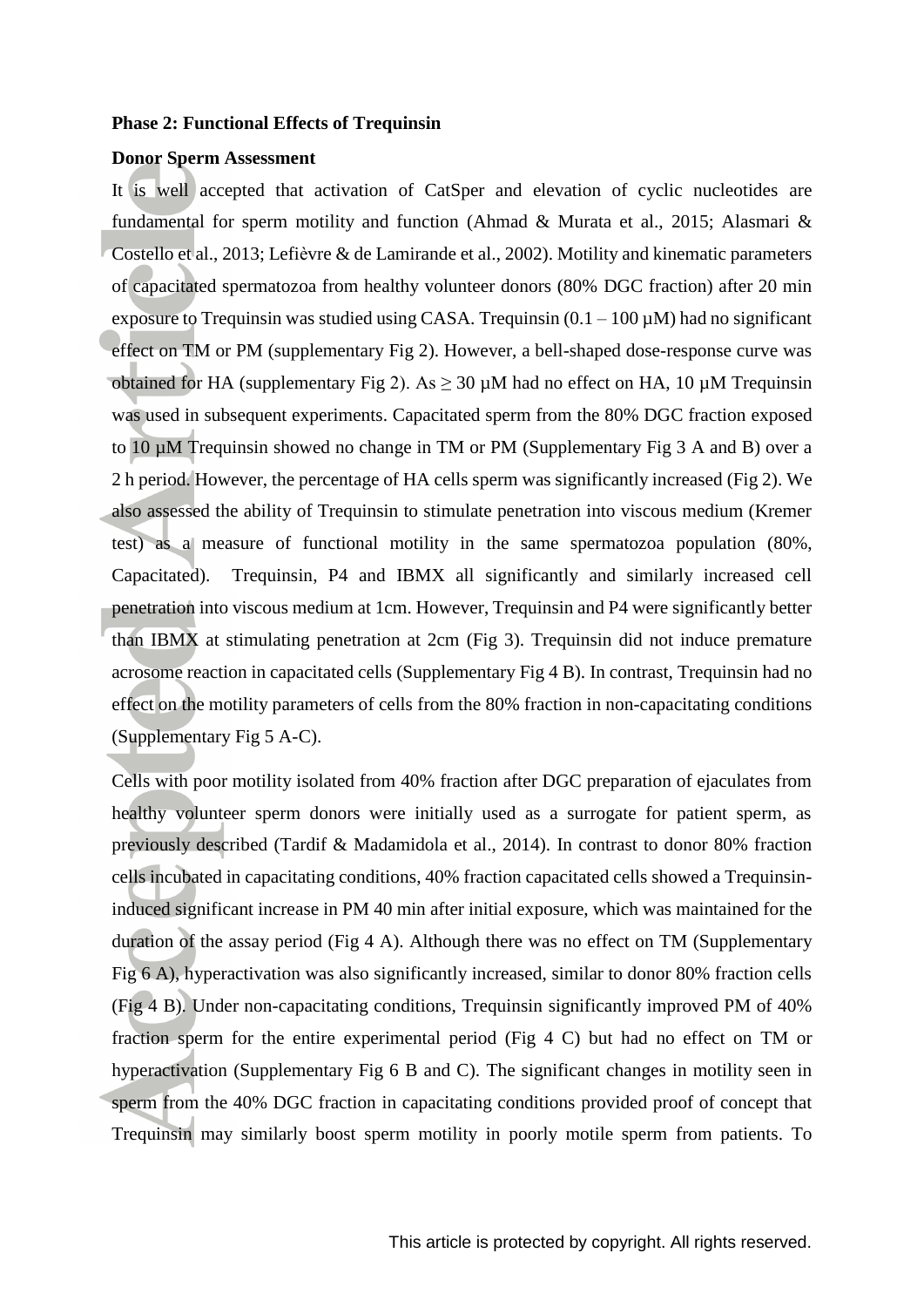**Phase 2: Functional Effects of Trequinsin**

**Donor Sperm Assessment**

It is well accepted that activation of CatSper and elevation of cyclic nucleotides are fundamental for sperm motility and function (Ahmad & Murata et al., 2015; Alasmari & Costello et al., 2013; Lefièvre & de Lamirande et al., 2002). Motility and kinematic parameters of capacitated spermatozoa from healthy volunteer donors (80% DGC fraction) after 20 min exposure to Trequinsin was studied using CASA. Trequinsin (0.1 – 100 µM) had no significant effect on TM or PM (supplementary Fig 2). However, a bell-shaped dose-response curve was obtained for HA (supplementary Fig 2). As ≥ 30 µM had no effect on HA, 10 µM Trequinsin was used in subsequent experiments. Capacitated sperm from the 80% DGC fraction exposed to 10 µM Trequinsin showed no change in TM or PM (Supplementary Fig 3 A and B) over a 2 h period. However, the percentage of HA cells sperm was significantly increased (Fig 2). We also assessed the ability of Trequinsin to stimulate penetration into viscous medium (Kremer test) as a measure of functional motility in the same spermatozoa population (80%, Capacitated). Trequinsin, P4 and IBMX all significantly and similarly increased cell penetration into viscous medium at 1cm. However, Trequinsin and P4 were significantly better than IBMX at stimulating penetration at 2cm (Fig 3). Trequinsin did not induce premature acrosome reaction in capacitated cells (Supplementary Fig 4 B). In contrast, Trequinsin had no effect on the motility parameters of cells from the 80% fraction in non-capacitating conditions (Supplementary Fig 5 A-C).

Cells with poor motility isolated from 40% fraction after DGC preparation of ejaculates from healthy volunteer sperm donors were initially used as a surrogate for patient sperm, as previously described (Tardif & Madamidola et al., 2014). In contrast to donor 80% fraction cells incubated in capacitating conditions, 40% fraction capacitated cells showed a Trequinsin-induced significant increase in PM 40 min after initial exposure, which was maintained for the duration of the assay period (Fig 4 A). Although there was no effect on TM (Supplementary Fig 6 A), hyperactivation was also significantly increased, similar to donor 80% fraction cells (Fig 4 B). Under non-capacitating conditions, Trequinsin significantly improved PM of 40% fraction sperm for the entire experimental period (Fig 4 C) but had no effect on TM or hyperactivation (Supplementary Fig 6 B and C). The significant changes in motility seen in sperm from the 40% DGC fraction in capacitating conditions provided proof of concept that Trequinsin may similarly boost sperm motility in poorly motile sperm from patients. To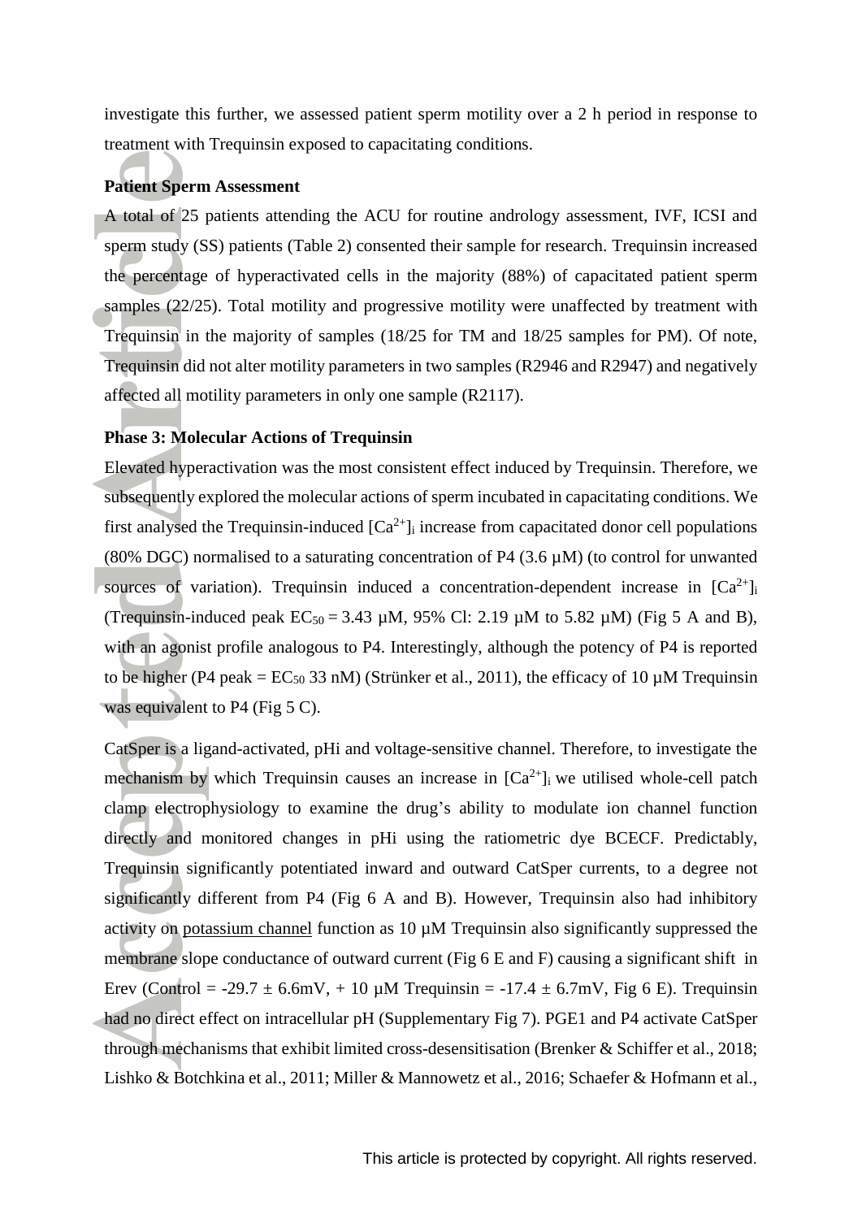investigate this further, we assessed patient sperm motility over a 2 h period in response to treatment with Trequinsin exposed to capacitating conditions.

**Patient Sperm Assessment**

A total of 25 patients attending the ACU for routine andrology assessment, IVF, ICSI and sperm study (SS) patients (Table 2) consented their sample for research. Trequinsin increased the percentage of hyperactivated cells in the majority (88%) of capacitated patient sperm samples (22/25). Total motility and progressive motility were unaffected by treatment with Trequinsin in the majority of samples (18/25 for TM and 18/25 samples for PM). Of note, Trequinsin did not alter motility parameters in two samples (R2946 and R2947) and negatively affected all motility parameters in only one sample (R2117).

**Phase 3: Molecular Actions of Trequinsin**

Elevated hyperactivation was the most consistent effect induced by Trequinsin. Therefore, we subsequently explored the molecular actions of sperm incubated in capacitating conditions. We first analysed the Trequinsin-induced $[Ca^{2+}]_i$ increase from capacitated donor cell populations (80% DGC) normalised to a saturating concentration of P4 (3.6 µM) (to control for unwanted sources of variation). Trequinsin induced a concentration-dependent increase in $[Ca^{2+}]_i$ (Trequinsin-induced peak $EC_{50}$ = 3.43 µM, 95% Cl: 2.19 µM to 5.82 µM) (Fig 5 A and B), with an agonist profile analogous to P4. Interestingly, although the potency of P4 is reported to be higher (P4 peak = $EC_{50}$ 33 nM) (Strünker et al., 2011), the efficacy of 10 µM Trequinsin was equivalent to P4 (Fig 5 C).

CatSper is a ligand-activated, pHi and voltage-sensitive channel. Therefore, to investigate the mechanism by which Trequinsin causes an increase in $[Ca^{2+}]_i$ we utilised whole-cell patch clamp electrophysiology to examine the drug's ability to modulate ion channel function directly and monitored changes in pHi using the ratiometric dye BCECF. Predictably, Trequinsin significantly potentiated inward and outward CatSper currents, to a degree not significantly different from P4 (Fig 6 A and B). However, Trequinsin also had inhibitory activity on potassium channel function as 10 µM Trequinsin also significantly suppressed the membrane slope conductance of outward current (Fig 6 E and F) causing a significant shift in Erev (Control = -29.7 ± 6.6mV, + 10 µM Trequinsin = -17.4 ± 6.7mV, Fig 6 E). Trequinsin had no direct effect on intracellular pH (Supplementary Fig 7). PGE1 and P4 activate CatSper through mechanisms that exhibit limited cross-desensitisation (Brenker & Schiffer et al., 2018; Lishko & Botchkina et al., 2011; Miller & Mannowetz et al., 2016; Schaefer & Hofmann et al.,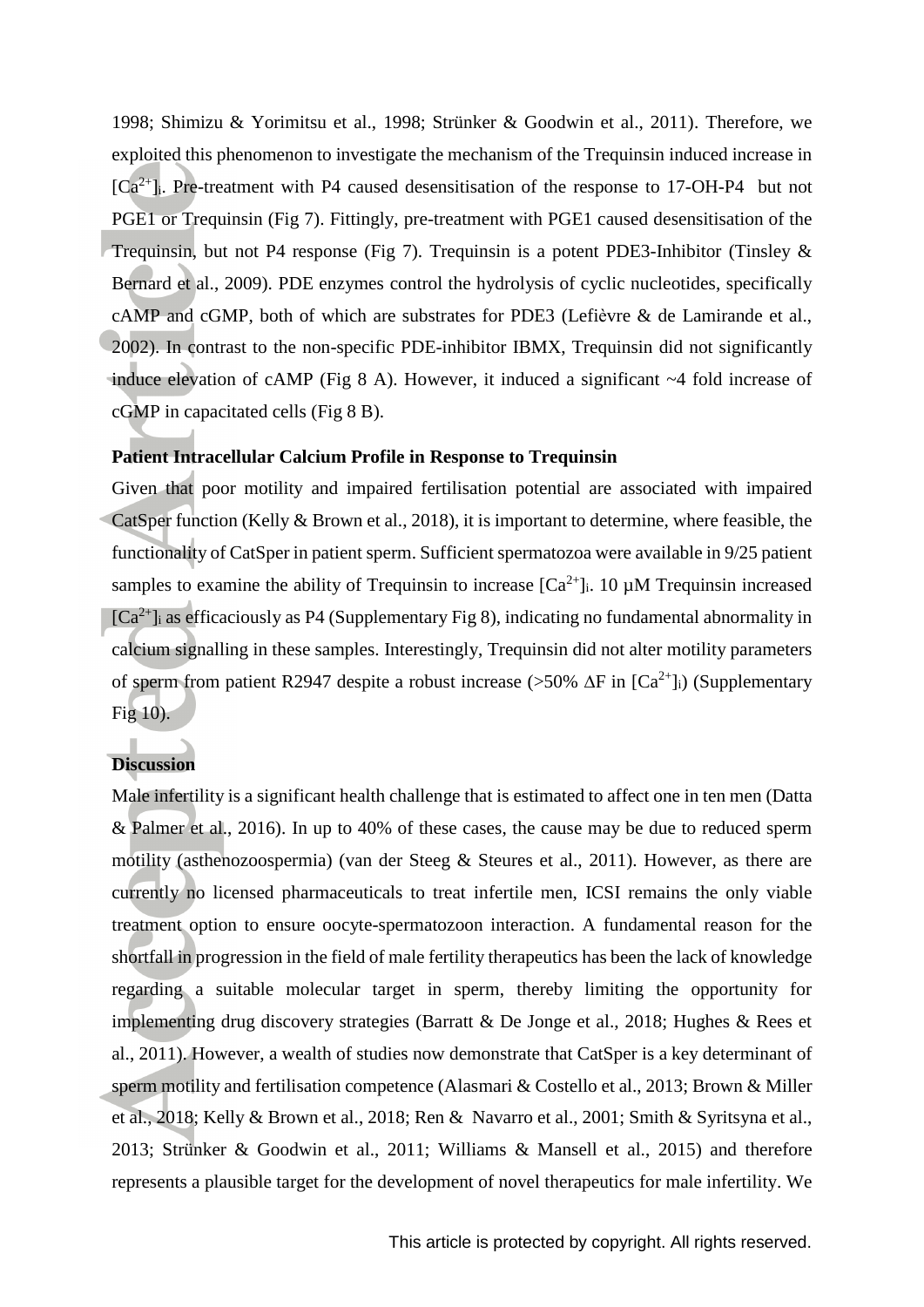1998; Shimizu & Yorimitsu et al., 1998; Strünker & Goodwin et al., 2011). Therefore, we exploited this phenomenon to investigate the mechanism of the Trequinsin induced increase in $[Ca^{2+}]_i$. Pre-treatment with P4 caused desensitisation of the response to 17-OH-P4 but not PGE1 or Trequinsin (Fig 7). Fittingly, pre-treatment with PGE1 caused desensitisation of the Trequinsin, but not P4 response (Fig 7). Trequinsin is a potent PDE3-Inhibitor (Tinsley & Bernard et al., 2009). PDE enzymes control the hydrolysis of cyclic nucleotides, specifically cAMP and cGMP, both of which are substrates for PDE3 (Lefièvre & de Lamirande et al., 2002). In contrast to the non-specific PDE-inhibitor IBMX, Trequinsin did not significantly induce elevation of cAMP (Fig 8 A). However, it induced a significant ~4 fold increase of cGMP in capacitated cells (Fig 8 B).

**Patient Intracellular Calcium Profile in Response to Trequinsin**

Given that poor motility and impaired fertilisation potential are associated with impaired CatSper function (Kelly & Brown et al., 2018), it is important to determine, where feasible, the functionality of CatSper in patient sperm. Sufficient spermatozoa were available in 9/25 patient samples to examine the ability of Trequinsin to increase $[Ca^{2+}]_i$. 10 µM Trequinsin increased $[Ca^{2+}]_i$ as efficaciously as P4 (Supplementary Fig 8), indicating no fundamental abnormality in calcium signalling in these samples. Interestingly, Trequinsin did not alter motility parameters of sperm from patient R2947 despite a robust increase (>50% $\Delta F$ in $[Ca^{2+}]_i$) (Supplementary Fig 10).

**Discussion**

Male infertility is a significant health challenge that is estimated to affect one in ten men (Datta & Palmer et al., 2016). In up to 40% of these cases, the cause may be due to reduced sperm motility (asthenozoospermia) (van der Steeg & Steures et al., 2011). However, as there are currently no licensed pharmaceuticals to treat infertile men, ICSI remains the only viable treatment option to ensure oocyte-spermatozoon interaction. A fundamental reason for the shortfall in progression in the field of male fertility therapeutics has been the lack of knowledge regarding a suitable molecular target in sperm, thereby limiting the opportunity for implementing drug discovery strategies (Barratt & De Jonge et al., 2018; Hughes & Rees et al., 2011). However, a wealth of studies now demonstrate that CatSper is a key determinant of sperm motility and fertilisation competence (Alasmari & Costello et al., 2013; Brown & Miller et al., 2018; Kelly & Brown et al., 2018; Ren & Navarro et al., 2001; Smith & Syritsyna et al., 2013; Strünker & Goodwin et al., 2011; Williams & Mansell et al., 2015) and therefore represents a plausible target for the development of novel therapeutics for male infertility. We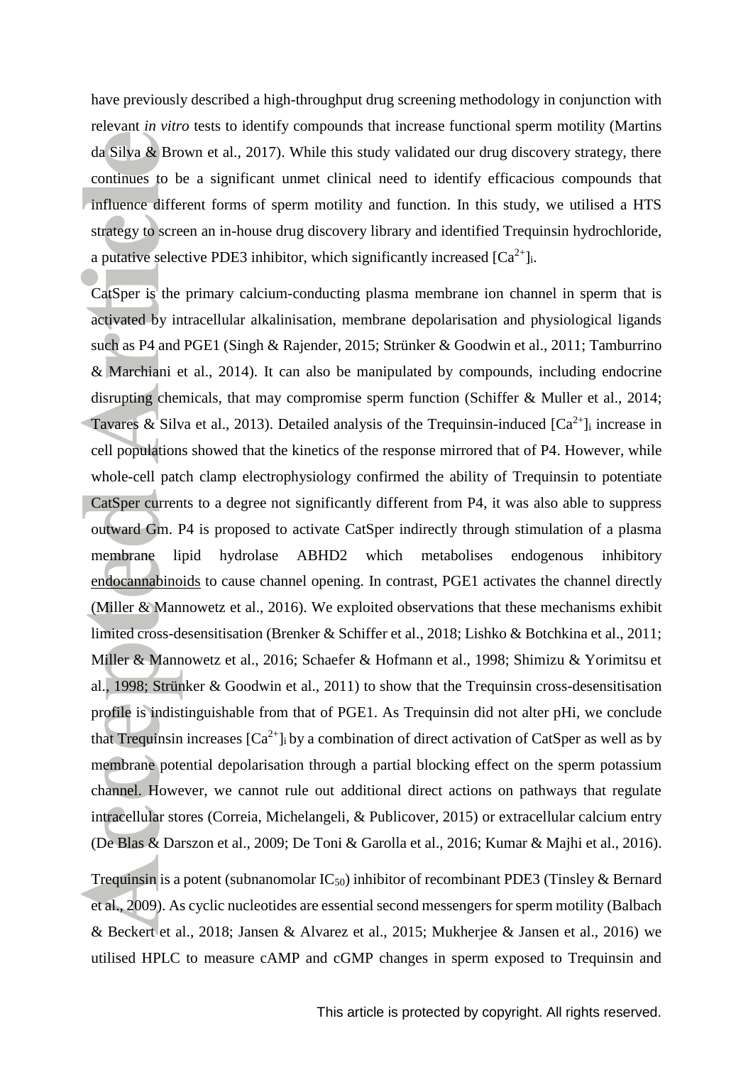have previously described a high-throughput drug screening methodology in conjunction with relevant *in vitro* tests to identify compounds that increase functional sperm motility (Martins da Silva & Brown et al., 2017). While this study validated our drug discovery strategy, there continues to be a significant unmet clinical need to identify efficacious compounds that influence different forms of sperm motility and function. In this study, we utilised a HTS strategy to screen an in-house drug discovery library and identified Trequinsin hydrochloride, a putative selective PDE3 inhibitor, which significantly increased $[Ca^{2+}]_i$.

CatSper is the primary calcium-conducting plasma membrane ion channel in sperm that is activated by intracellular alkalinisation, membrane depolarisation and physiological ligands such as P4 and PGE1 (Singh & Rajender, 2015; Strünker & Goodwin et al., 2011; Tamburrino & Marchiani et al., 2014). It can also be manipulated by compounds, including endocrine disrupting chemicals, that may compromise sperm function (Schiffer & Muller et al., 2014; Tavares & Silva et al., 2013). Detailed analysis of the Trequinsin-induced $[Ca^{2+}]_i$ increase in cell populations showed that the kinetics of the response mirrored that of P4. However, while whole-cell patch clamp electrophysiology confirmed the ability of Trequinsin to potentiate CatSper currents to a degree not significantly different from P4, it was also able to suppress outward Gm. P4 is proposed to activate CatSper indirectly through stimulation of a plasma membrane lipid hydrolase ABHD2 which metabolises endogenous inhibitory endocannabinoids to cause channel opening. In contrast, PGE1 activates the channel directly (Miller & Mannowetz et al., 2016). We exploited observations that these mechanisms exhibit limited cross-desensitisation (Brenker & Schiffer et al., 2018; Lishko & Botchkina et al., 2011; Miller & Mannowetz et al., 2016; Schaefer & Hofmann et al., 1998; Shimizu & Yorimitsu et al., 1998; Strünker & Goodwin et al., 2011) to show that the Trequinsin cross-desensitisation profile is indistinguishable from that of PGE1. As Trequinsin did not alter pHi, we conclude that Trequinsin increases $[Ca^{2+}]_i$ by a combination of direct activation of CatSper as well as by membrane potential depolarisation through a partial blocking effect on the sperm potassium channel. However, we cannot rule out additional direct actions on pathways that regulate intracellular stores (Correia, Michelangeli, & Publicover, 2015) or extracellular calcium entry (De Blas & Darszon et al., 2009; De Toni & Garolla et al., 2016; Kumar & Majhi et al., 2016).

Trequinsin is a potent (subnanomolar $IC_{50}$) inhibitor of recombinant PDE3 (Tinsley & Bernard et al., 2009). As cyclic nucleotides are essential second messengers for sperm motility (Balbach & Beckert et al., 2018; Jansen & Alvarez et al., 2015; Mukherjee & Jansen et al., 2016) we utilised HPLC to measure cAMP and cGMP changes in sperm exposed to Trequinsin and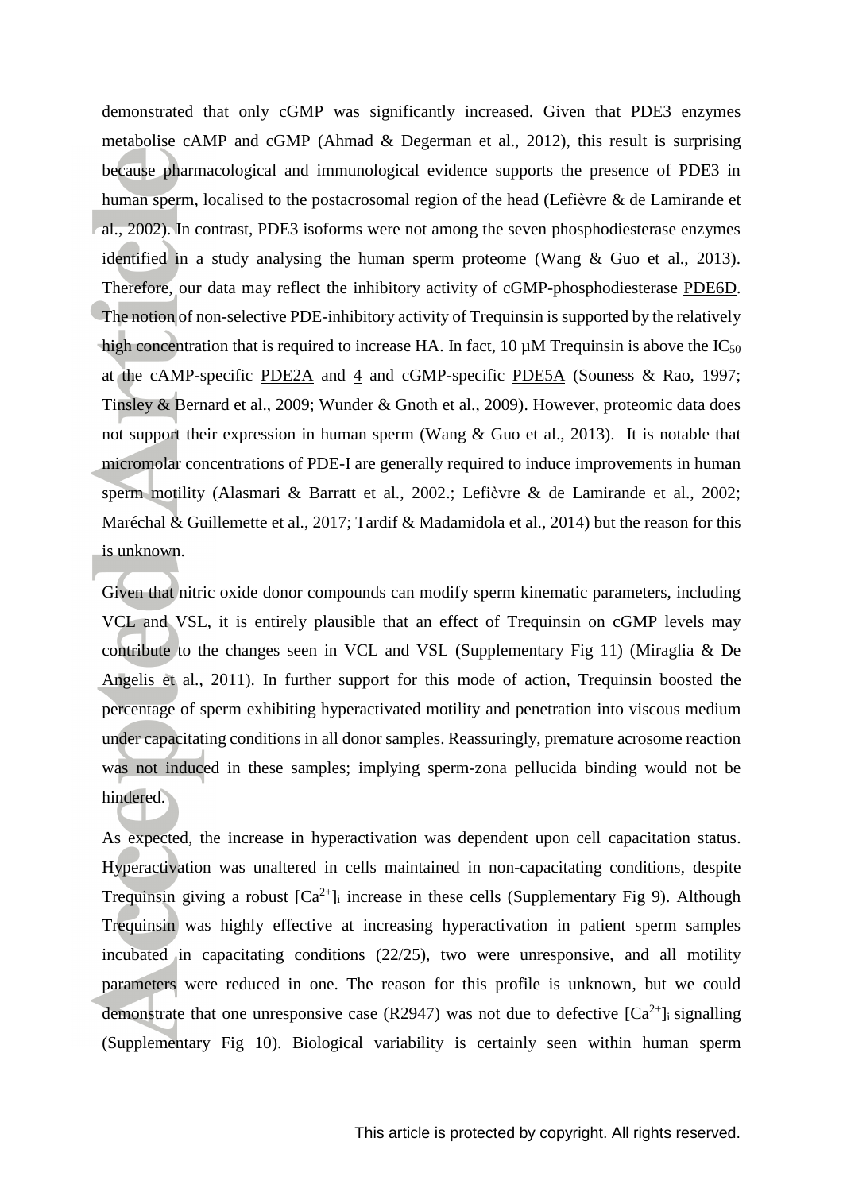demonstrated that only cGMP was significantly increased. Given that PDE3 enzymes metabolise cAMP and cGMP (Ahmad & Degerman et al., 2012), this result is surprising because pharmacological and immunological evidence supports the presence of PDE3 in human sperm, localised to the postacrosomal region of the head (Lefièvre & de Lamirande et al., 2002). In contrast, PDE3 isoforms were not among the seven phosphodiesterase enzymes identified in a study analysing the human sperm proteome (Wang & Guo et al., 2013). Therefore, our data may reflect the inhibitory activity of cGMP-phosphodiesterase PDE6D. The notion of non-selective PDE-inhibitory activity of Trequinsin is supported by the relatively high concentration that is required to increase HA. In fact, 10 µM Trequinsin is above the $IC_{50}$ at the cAMP-specific PDE2A and 4 and cGMP-specific PDE5A (Souness & Rao, 1997; Tinsley & Bernard et al., 2009; Wunder & Gnoth et al., 2009). However, proteomic data does not support their expression in human sperm (Wang & Guo et al., 2013). It is notable that micromolar concentrations of PDE-I are generally required to induce improvements in human sperm motility (Alasmari & Barratt et al., 2002.; Lefièvre & de Lamirande et al., 2002; Maréchal & Guillemette et al., 2017; Tardif & Madamidola et al., 2014) but the reason for this is unknown.

Given that nitric oxide donor compounds can modify sperm kinematic parameters, including VCL and VSL, it is entirely plausible that an effect of Trequinsin on cGMP levels may contribute to the changes seen in VCL and VSL (Supplementary Fig 11) (Miraglia & De Angelis et al., 2011). In further support for this mode of action, Trequinsin boosted the percentage of sperm exhibiting hyperactivated motility and penetration into viscous medium under capacitating conditions in all donor samples. Reassuringly, premature acrosome reaction was not induced in these samples; implying sperm-zona pellucida binding would not be hindered.

As expected, the increase in hyperactivation was dependent upon cell capacitation status. Hyperactivation was unaltered in cells maintained in non-capacitating conditions, despite Trequinsin giving a robust $[Ca^{2+}]_i$ increase in these cells (Supplementary Fig 9). Although Trequinsin was highly effective at increasing hyperactivation in patient sperm samples incubated in capacitating conditions (22/25), two were unresponsive, and all motility parameters were reduced in one. The reason for this profile is unknown, but we could demonstrate that one unresponsive case (R2947) was not due to defective $[Ca^{2+}]_i$ signalling (Supplementary Fig 10). Biological variability is certainly seen within human sperm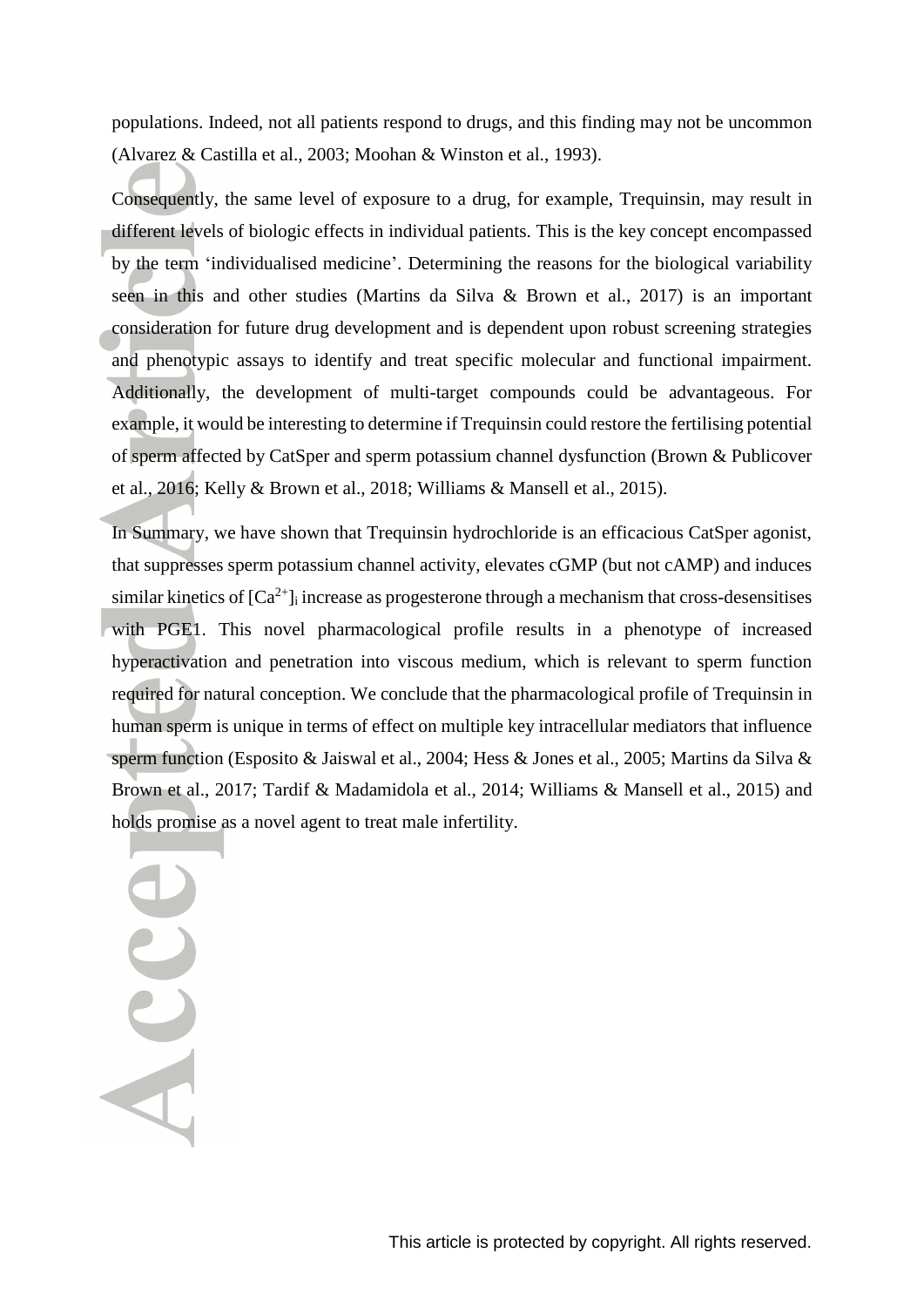populations. Indeed, not all patients respond to drugs, and this finding may not be uncommon (Alvarez & Castilla et al., 2003; Moohan & Winston et al., 1993).

Consequently, the same level of exposure to a drug, for example, Trequinsin, may result in different levels of biologic effects in individual patients. This is the key concept encompassed by the term 'individualised medicine'. Determining the reasons for the biological variability seen in this and other studies (Martins da Silva & Brown et al., 2017) is an important consideration for future drug development and is dependent upon robust screening strategies and phenotypic assays to identify and treat specific molecular and functional impairment. Additionally, the development of multi-target compounds could be advantageous. For example, it would be interesting to determine if Trequinsin could restore the fertilising potential of sperm affected by CatSper and sperm potassium channel dysfunction (Brown & Publicover et al., 2016; Kelly & Brown et al., 2018; Williams & Mansell et al., 2015).

In Summary, we have shown that Trequinsin hydrochloride is an efficacious CatSper agonist, that suppresses sperm potassium channel activity, elevates cGMP (but not cAMP) and induces similar kinetics of $[Ca^{2+}]_i$ increase as progesterone through a mechanism that cross-desensitises with PGE1. This novel pharmacological profile results in a phenotype of increased hyperactivation and penetration into viscous medium, which is relevant to sperm function required for natural conception. We conclude that the pharmacological profile of Trequinsin in human sperm is unique in terms of effect on multiple key intracellular mediators that influence sperm function (Esposito & Jaiswal et al., 2004; Hess & Jones et al., 2005; Martins da Silva & Brown et al., 2017; Tardif & Madamidola et al., 2014; Williams & Mansell et al., 2015) and holds promise as a novel agent to treat male infertility.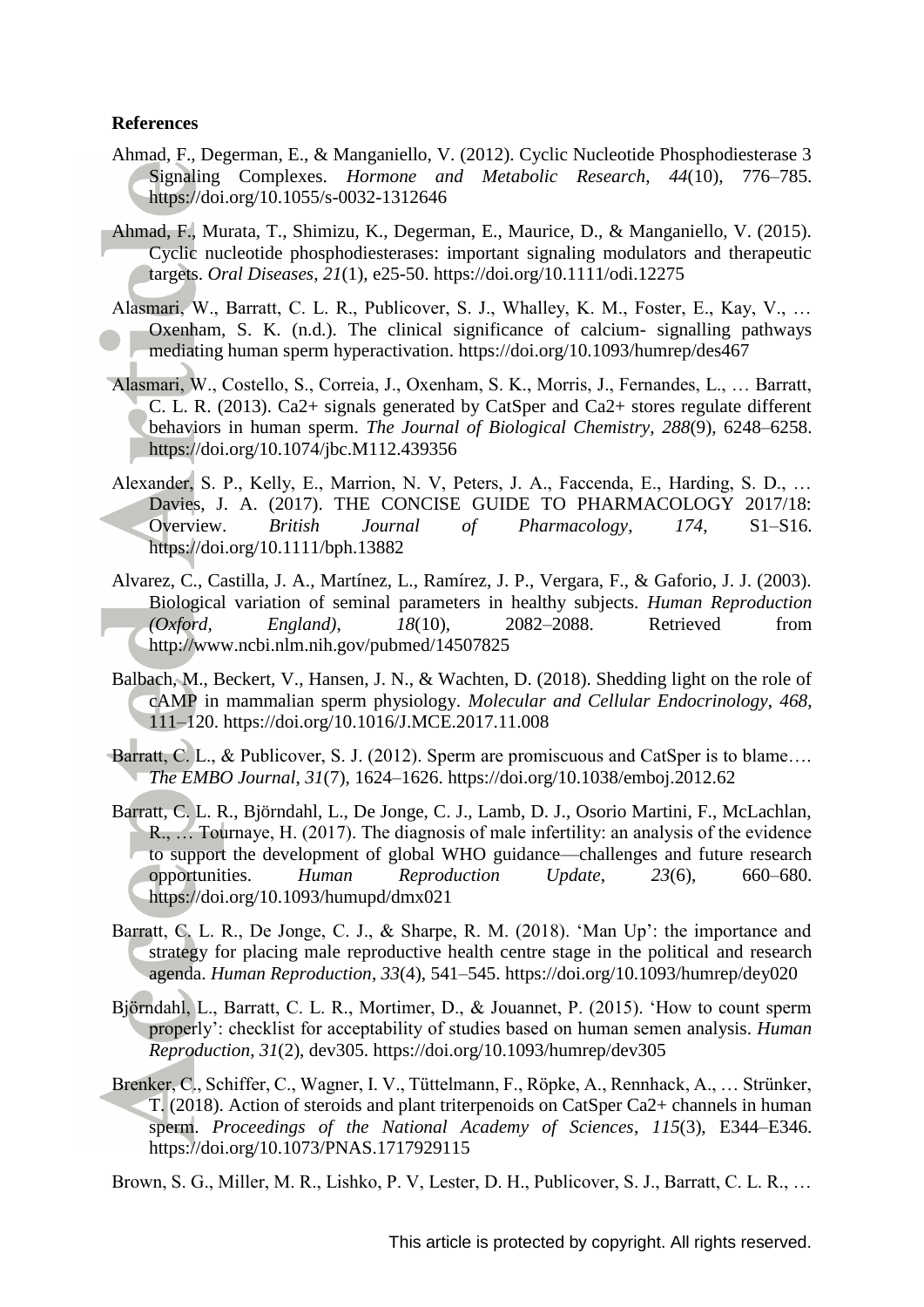**References**

Ahmad, F., Degerman, E., & Manganiello, V. (2012). Cyclic Nucleotide Phosphodiesterase 3 Signaling Complexes. *Hormone and Metabolic Research*, *44*(10), 776–785. https://doi.org/10.1055/s-0032-1312646

Ahmad, F., Murata, T., Shimizu, K., Degerman, E., Maurice, D., & Manganiello, V. (2015). Cyclic nucleotide phosphodiesterases: important signaling modulators and therapeutic targets. *Oral Diseases*, *21*(1), e25-50. https://doi.org/10.1111/odi.12275

Alasmari, W., Barratt, C. L. R., Publicover, S. J., Whalley, K. M., Foster, E., Kay, V., … Oxenham, S. K. (n.d.). The clinical significance of calcium- signalling pathways mediating human sperm hyperactivation. https://doi.org/10.1093/humrep/des467

Alasmari, W., Costello, S., Correia, J., Oxenham, S. K., Morris, J., Fernandes, L., … Barratt, C. L. R. (2013). Ca2+ signals generated by CatSper and Ca2+ stores regulate different behaviors in human sperm. *The Journal of Biological Chemistry*, *288*(9), 6248–6258. https://doi.org/10.1074/jbc.M112.439356

Alexander, S. P., Kelly, E., Marrion, N. V, Peters, J. A., Faccenda, E., Harding, S. D., … Davies, J. A. (2017). THE CONCISE GUIDE TO PHARMACOLOGY 2017/18: Overview. *British Journal of Pharmacology*, *174*, S1–S16. https://doi.org/10.1111/bph.13882

Alvarez, C., Castilla, J. A., Martínez, L., Ramírez, J. P., Vergara, F., & Gaforio, J. J. (2003). Biological variation of seminal parameters in healthy subjects. *Human Reproduction (Oxford, England)*, *18*(10), 2082–2088. Retrieved from http://www.ncbi.nlm.nih.gov/pubmed/14507825

Balbach, M., Beckert, V., Hansen, J. N., & Wachten, D. (2018). Shedding light on the role of cAMP in mammalian sperm physiology. *Molecular and Cellular Endocrinology*, *468*, 111–120. https://doi.org/10.1016/J.MCE.2017.11.008

Barratt, C. L., & Publicover, S. J. (2012). Sperm are promiscuous and CatSper is to blame…. *The EMBO Journal*, *31*(7), 1624–1626. https://doi.org/10.1038/emboj.2012.62

Barratt, C. L. R., Björndahl, L., De Jonge, C. J., Lamb, D. J., Osorio Martini, F., McLachlan, R., … Tournaye, H. (2017). The diagnosis of male infertility: an analysis of the evidence to support the development of global WHO guidance—challenges and future research opportunities. *Human Reproduction Update*, *23*(6), 660–680. https://doi.org/10.1093/humupd/dmx021

Barratt, C. L. R., De Jonge, C. J., & Sharpe, R. M. (2018). 'Man Up': the importance and strategy for placing male reproductive health centre stage in the political and research agenda. *Human Reproduction*, *33*(4), 541–545. https://doi.org/10.1093/humrep/dey020

Björndahl, L., Barratt, C. L. R., Mortimer, D., & Jouannet, P. (2015). 'How to count sperm properly': checklist for acceptability of studies based on human semen analysis. *Human Reproduction*, *31*(2), dev305. https://doi.org/10.1093/humrep/dev305

Brenker, C., Schiffer, C., Wagner, I. V., Tüttelmann, F., Röpke, A., Rennhack, A., … Strünker, T. (2018). Action of steroids and plant triterpenoids on CatSper Ca2+ channels in human sperm. *Proceedings of the National Academy of Sciences*, *115*(3), E344–E346. https://doi.org/10.1073/PNAS.1717929115

Brown, S. G., Miller, M. R., Lishko, P. V, Lester, D. H., Publicover, S. J., Barratt, C. L. R., …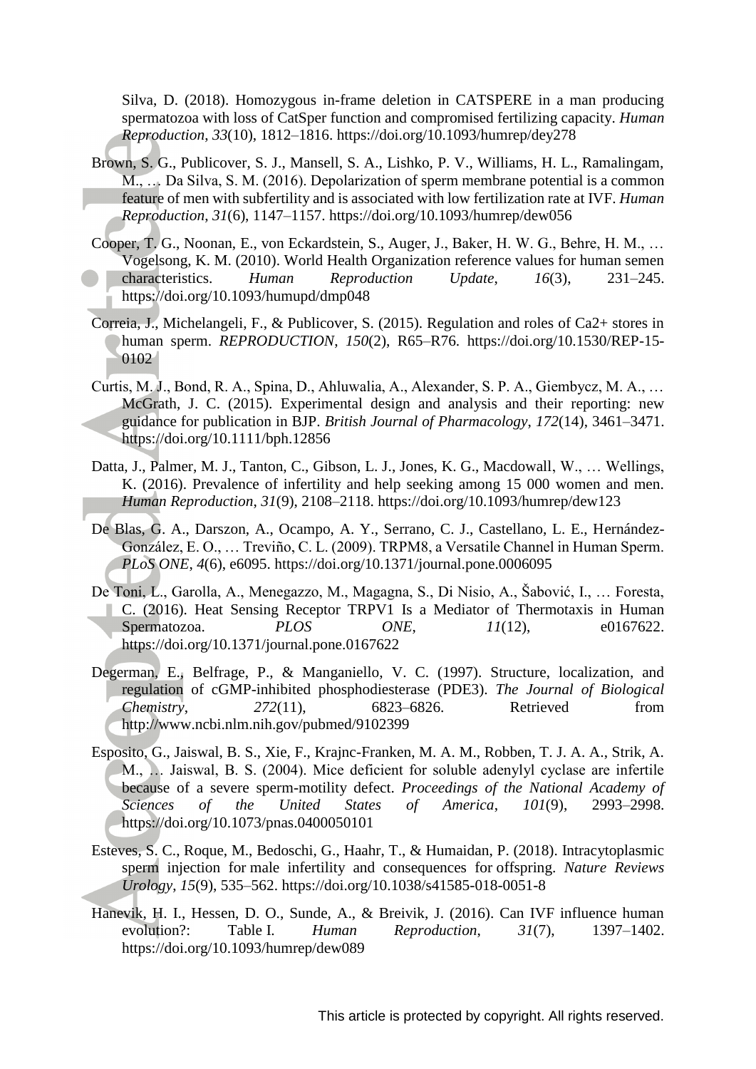Silva, D. (2018). Homozygous in-frame deletion in CATSPERE in a man producing spermatozoa with loss of CatSper function and compromised fertilizing capacity. *Human Reproduction*, *33*(10), 1812–1816. https://doi.org/10.1093/humrep/dey278

Brown, S. G., Publicover, S. J., Mansell, S. A., Lishko, P. V., Williams, H. L., Ramalingam, M., … Da Silva, S. M. (2016). Depolarization of sperm membrane potential is a common feature of men with subfertility and is associated with low fertilization rate at IVF. *Human Reproduction*, *31*(6), 1147–1157. https://doi.org/10.1093/humrep/dew056

Cooper, T. G., Noonan, E., von Eckardstein, S., Auger, J., Baker, H. W. G., Behre, H. M., … Vogelsong, K. M. (2010). World Health Organization reference values for human semen characteristics. *Human Reproduction Update*, *16*(3), 231–245. https://doi.org/10.1093/humupd/dmp048

Correia, J., Michelangeli, F., & Publicover, S. (2015). Regulation and roles of Ca2+ stores in human sperm. *REPRODUCTION*, *150*(2), R65–R76. https://doi.org/10.1530/REP-15-0102

Curtis, M. J., Bond, R. A., Spina, D., Ahluwalia, A., Alexander, S. P. A., Giembycz, M. A., … McGrath, J. C. (2015). Experimental design and analysis and their reporting: new guidance for publication in BJP. *British Journal of Pharmacology*, *172*(14), 3461–3471. https://doi.org/10.1111/bph.12856

Datta, J., Palmer, M. J., Tanton, C., Gibson, L. J., Jones, K. G., Macdowall, W., … Wellings, K. (2016). Prevalence of infertility and help seeking among 15 000 women and men. *Human Reproduction*, *31*(9), 2108–2118. https://doi.org/10.1093/humrep/dew123

De Blas, G. A., Darszon, A., Ocampo, A. Y., Serrano, C. J., Castellano, L. E., Hernández-González, E. O., … Treviño, C. L. (2009). TRPM8, a Versatile Channel in Human Sperm. *PLoS ONE*, *4*(6), e6095. https://doi.org/10.1371/journal.pone.0006095

De Toni, L., Garolla, A., Menegazzo, M., Magagna, S., Di Nisio, A., Šabović, I., … Foresta, C. (2016). Heat Sensing Receptor TRPV1 Is a Mediator of Thermotaxis in Human Spermatozoa. *PLOS ONE*, *11*(12), e0167622. https://doi.org/10.1371/journal.pone.0167622

Degerman, E., Belfrage, P., & Manganiello, V. C. (1997). Structure, localization, and regulation of cGMP-inhibited phosphodiesterase (PDE3). *The Journal of Biological Chemistry*, *272*(11), 6823–6826. Retrieved from http://www.ncbi.nlm.nih.gov/pubmed/9102399

Esposito, G., Jaiswal, B. S., Xie, F., Krajnc-Franken, M. A. M., Robben, T. J. A. A., Strik, A. M., … Jaiswal, B. S. (2004). Mice deficient for soluble adenylyl cyclase are infertile because of a severe sperm-motility defect. *Proceedings of the National Academy of Sciences of the United States of America*, *101*(9), 2993–2998. https://doi.org/10.1073/pnas.0400050101

Esteves, S. C., Roque, M., Bedoschi, G., Haahr, T., & Humaidan, P. (2018). Intracytoplasmic sperm injection for male infertility and consequences for offspring. *Nature Reviews Urology*, *15*(9), 535–562. https://doi.org/10.1038/s41585-018-0051-8

Hanevik, H. I., Hessen, D. O., Sunde, A., & Breivik, J. (2016). Can IVF influence human evolution?: Table I. *Human Reproduction*, *31*(7), 1397–1402. https://doi.org/10.1093/humrep/dew089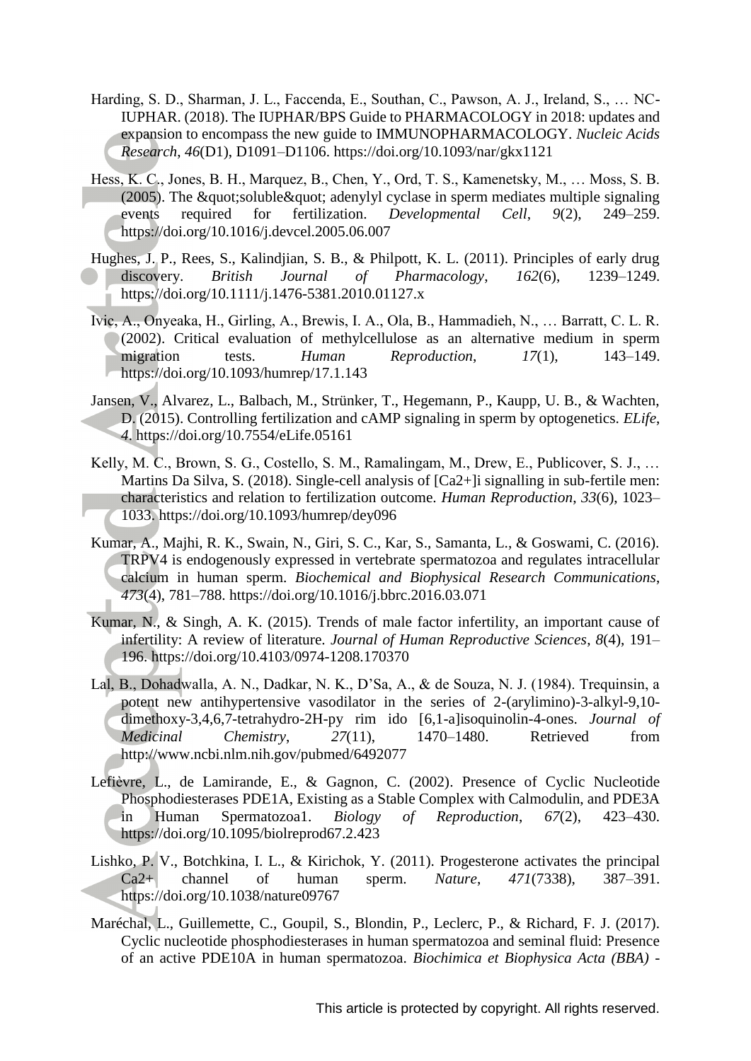Harding, S. D., Sharman, J. L., Faccenda, E., Southan, C., Pawson, A. J., Ireland, S., … NC-IUPHAR. (2018). The IUPHAR/BPS Guide to PHARMACOLOGY in 2018: updates and expansion to encompass the new guide to IMMUNOPHARMACOLOGY. *Nucleic Acids Research*, *46*(D1), D1091–D1106. https://doi.org/10.1093/nar/gkx1121

Hess, K. C., Jones, B. H., Marquez, B., Chen, Y., Ord, T. S., Kamenetsky, M., … Moss, S. B. (2005). The &quot;soluble&quot; adenylyl cyclase in sperm mediates multiple signaling events required for fertilization. *Developmental Cell*, *9*(2), 249–259. https://doi.org/10.1016/j.devcel.2005.06.007

Hughes, J. P., Rees, S., Kalindjian, S. B., & Philpott, K. L. (2011). Principles of early drug discovery. *British Journal of Pharmacology*, *162*(6), 1239–1249. https://doi.org/10.1111/j.1476-5381.2010.01127.x

Ivic, A., Onyeaka, H., Girling, A., Brewis, I. A., Ola, B., Hammadieh, N., … Barratt, C. L. R. (2002). Critical evaluation of methylcellulose as an alternative medium in sperm migration tests. *Human Reproduction*, *17*(1), 143–149. https://doi.org/10.1093/humrep/17.1.143

Jansen, V., Alvarez, L., Balbach, M., Strünker, T., Hegemann, P., Kaupp, U. B., & Wachten, D. (2015). Controlling fertilization and cAMP signaling in sperm by optogenetics. *ELife*, *4*. https://doi.org/10.7554/eLife.05161

Kelly, M. C., Brown, S. G., Costello, S. M., Ramalingam, M., Drew, E., Publicover, S. J., … Martins Da Silva, S. (2018). Single-cell analysis of [Ca2+]i signalling in sub-fertile men: characteristics and relation to fertilization outcome. *Human Reproduction*, *33*(6), 1023–1033. https://doi.org/10.1093/humrep/dey096

Kumar, A., Majhi, R. K., Swain, N., Giri, S. C., Kar, S., Samanta, L., & Goswami, C. (2016). TRPV4 is endogenously expressed in vertebrate spermatozoa and regulates intracellular calcium in human sperm. *Biochemical and Biophysical Research Communications*, *473*(4), 781–788. https://doi.org/10.1016/j.bbrc.2016.03.071

Kumar, N., & Singh, A. K. (2015). Trends of male factor infertility, an important cause of infertility: A review of literature. *Journal of Human Reproductive Sciences*, *8*(4), 191–196. https://doi.org/10.4103/0974-1208.170370

Lal, B., Dohadwalla, A. N., Dadkar, N. K., D'Sa, A., & de Souza, N. J. (1984). Trequinsin, a potent new antihypertensive vasodilator in the series of 2-(arylimino)-3-alkyl-9,10-dimethoxy-3,4,6,7-tetrahydro-2H-py rim ido [6,1-a]isoquinolin-4-ones. *Journal of Medicinal Chemistry*, *27*(11), 1470–1480. Retrieved from http://www.ncbi.nlm.nih.gov/pubmed/6492077

Lefièvre, L., de Lamirande, E., & Gagnon, C. (2002). Presence of Cyclic Nucleotide Phosphodiesterases PDE1A, Existing as a Stable Complex with Calmodulin, and PDE3A in Human Spermatozoa1. *Biology of Reproduction*, *67*(2), 423–430. https://doi.org/10.1095/biolreprod67.2.423

Lishko, P. V., Botchkina, I. L., & Kirichok, Y. (2011). Progesterone activates the principal Ca2+ channel of human sperm. *Nature*, *471*(7338), 387–391. https://doi.org/10.1038/nature09767

Maréchal, L., Guillemette, C., Goupil, S., Blondin, P., Leclerc, P., & Richard, F. J. (2017). Cyclic nucleotide phosphodiesterases in human spermatozoa and seminal fluid: Presence of an active PDE10A in human spermatozoa. *Biochimica et Biophysica Acta (BBA) -*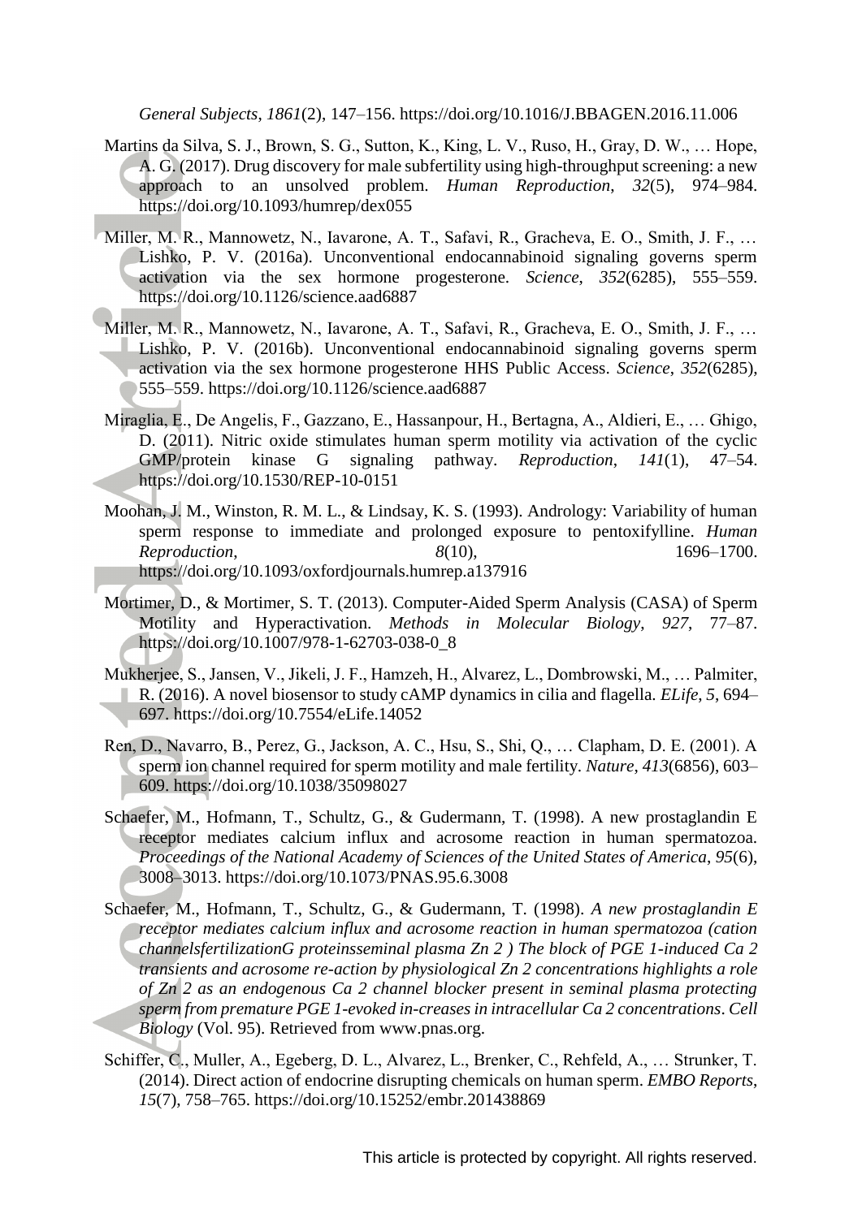*General Subjects*, *1861*(2), 147–156. https://doi.org/10.1016/J.BBAGEN.2016.11.006

Martins da Silva, S. J., Brown, S. G., Sutton, K., King, L. V., Ruso, H., Gray, D. W., … Hope, A. G. (2017). Drug discovery for male subfertility using high-throughput screening: a new approach to an unsolved problem. *Human Reproduction*, *32*(5), 974–984. https://doi.org/10.1093/humrep/dex055

Miller, M. R., Mannowetz, N., Iavarone, A. T., Safavi, R., Gracheva, E. O., Smith, J. F., … Lishko, P. V. (2016a). Unconventional endocannabinoid signaling governs sperm activation via the sex hormone progesterone. *Science*, *352*(6285), 555–559. https://doi.org/10.1126/science.aad6887

Miller, M. R., Mannowetz, N., Iavarone, A. T., Safavi, R., Gracheva, E. O., Smith, J. F., … Lishko, P. V. (2016b). Unconventional endocannabinoid signaling governs sperm activation via the sex hormone progesterone HHS Public Access. *Science*, *352*(6285), 555–559. https://doi.org/10.1126/science.aad6887

Miraglia, E., De Angelis, F., Gazzano, E., Hassanpour, H., Bertagna, A., Aldieri, E., … Ghigo, D. (2011). Nitric oxide stimulates human sperm motility via activation of the cyclic GMP/protein kinase G signaling pathway. *Reproduction*, *141*(1), 47–54. https://doi.org/10.1530/REP-10-0151

Moohan, J. M., Winston, R. M. L., & Lindsay, K. S. (1993). Andrology: Variability of human sperm response to immediate and prolonged exposure to pentoxifylline. *Human Reproduction*, *8*(10), 1696–1700. https://doi.org/10.1093/oxfordjournals.humrep.a137916

Mortimer, D., & Mortimer, S. T. (2013). Computer-Aided Sperm Analysis (CASA) of Sperm Motility and Hyperactivation. *Methods in Molecular Biology*, *927*, 77–87. https://doi.org/10.1007/978-1-62703-038-0_8

Mukherjee, S., Jansen, V., Jikeli, J. F., Hamzeh, H., Alvarez, L., Dombrowski, M., … Palmiter, R. (2016). A novel biosensor to study cAMP dynamics in cilia and flagella. *ELife*, *5*, 694–697. https://doi.org/10.7554/eLife.14052

Ren, D., Navarro, B., Perez, G., Jackson, A. C., Hsu, S., Shi, Q., … Clapham, D. E. (2001). A sperm ion channel required for sperm motility and male fertility. *Nature*, *413*(6856), 603–609. https://doi.org/10.1038/35098027

Schaefer, M., Hofmann, T., Schultz, G., & Gudermann, T. (1998). A new prostaglandin E receptor mediates calcium influx and acrosome reaction in human spermatozoa. *Proceedings of the National Academy of Sciences of the United States of America*, *95*(6), 3008–3013. https://doi.org/10.1073/PNAS.95.6.3008

Schaefer, M., Hofmann, T., Schultz, G., & Gudermann, T. (1998). *A new prostaglandin E receptor mediates calcium influx and acrosome reaction in human spermatozoa (cation channelsfertilizationG proteinsseminal plasma Zn 2 ) The block of PGE 1-induced Ca 2 transients and acrosome re-action by physiological Zn 2 concentrations highlights a role of Zn 2 as an endogenous Ca 2 channel blocker present in seminal plasma protecting sperm from premature PGE 1-evoked in-creases in intracellular Ca 2 concentrations*. *Cell Biology* (Vol. 95). Retrieved from www.pnas.org.

Schiffer, C., Muller, A., Egeberg, D. L., Alvarez, L., Brenker, C., Rehfeld, A., … Strunker, T. (2014). Direct action of endocrine disrupting chemicals on human sperm. *EMBO Reports*, *15*(7), 758–765. https://doi.org/10.15252/embr.201438869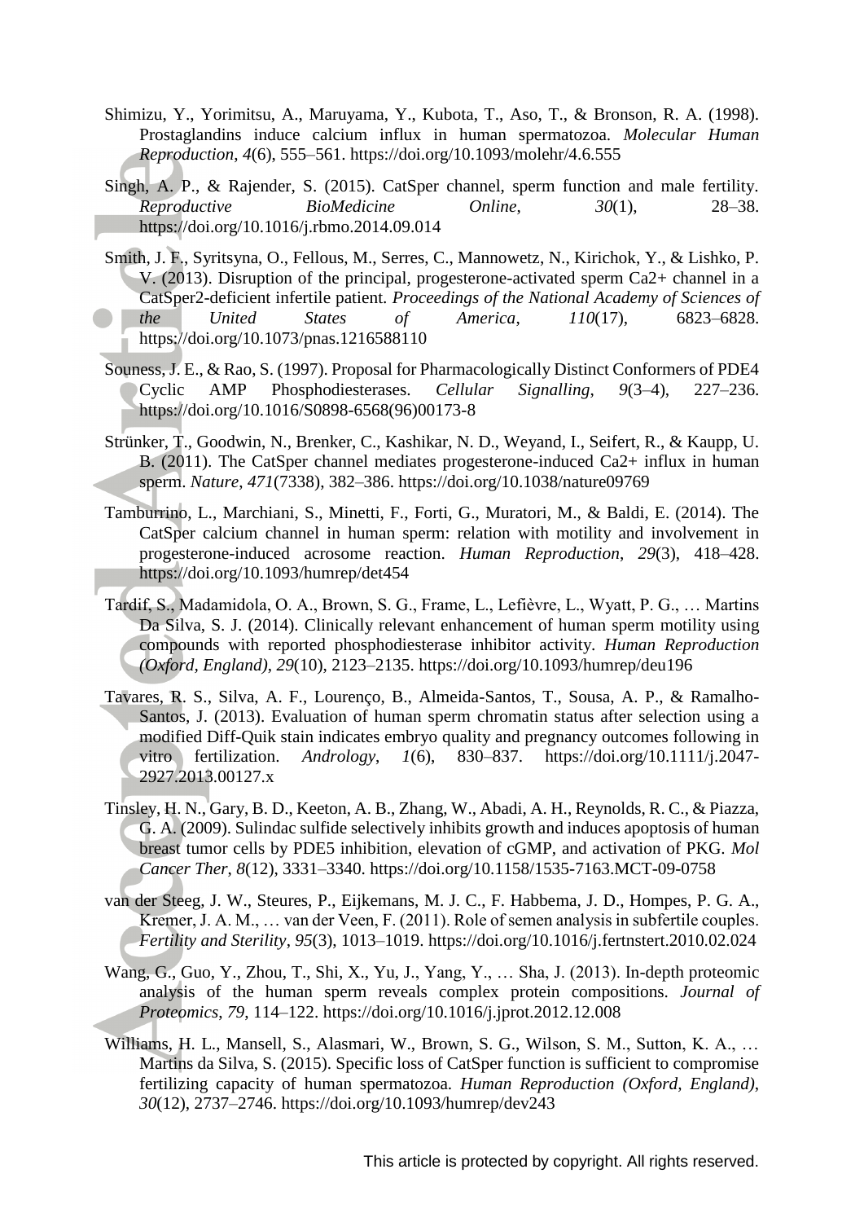Shimizu, Y., Yorimitsu, A., Maruyama, Y., Kubota, T., Aso, T., & Bronson, R. A. (1998). Prostaglandins induce calcium influx in human spermatozoa. *Molecular Human Reproduction*, *4*(6), 555–561. https://doi.org/10.1093/molehr/4.6.555

Singh, A. P., & Rajender, S. (2015). CatSper channel, sperm function and male fertility. *Reproductive BioMedicine Online*, *30*(1), 28–38. https://doi.org/10.1016/j.rbmo.2014.09.014

Smith, J. F., Syritsyna, O., Fellous, M., Serres, C., Mannowetz, N., Kirichok, Y., & Lishko, P. V. (2013). Disruption of the principal, progesterone-activated sperm Ca2+ channel in a CatSper2-deficient infertile patient. *Proceedings of the National Academy of Sciences of the United States of America*, *110*(17), 6823–6828. https://doi.org/10.1073/pnas.1216588110

Souness, J. E., & Rao, S. (1997). Proposal for Pharmacologically Distinct Conformers of PDE4 Cyclic AMP Phosphodiesterases. *Cellular Signalling*, *9*(3–4), 227–236. https://doi.org/10.1016/S0898-6568(96)00173-8

Strünker, T., Goodwin, N., Brenker, C., Kashikar, N. D., Weyand, I., Seifert, R., & Kaupp, U. B. (2011). The CatSper channel mediates progesterone-induced Ca2+ influx in human sperm. *Nature*, *471*(7338), 382–386. https://doi.org/10.1038/nature09769

Tamburrino, L., Marchiani, S., Minetti, F., Forti, G., Muratori, M., & Baldi, E. (2014). The CatSper calcium channel in human sperm: relation with motility and involvement in progesterone-induced acrosome reaction. *Human Reproduction*, *29*(3), 418–428. https://doi.org/10.1093/humrep/det454

Tardif, S., Madamidola, O. A., Brown, S. G., Frame, L., Lefièvre, L., Wyatt, P. G., … Martins Da Silva, S. J. (2014). Clinically relevant enhancement of human sperm motility using compounds with reported phosphodiesterase inhibitor activity. *Human Reproduction (Oxford, England)*, *29*(10), 2123–2135. https://doi.org/10.1093/humrep/deu196

Tavares, R. S., Silva, A. F., Lourenço, B., Almeida-Santos, T., Sousa, A. P., & Ramalho-Santos, J. (2013). Evaluation of human sperm chromatin status after selection using a modified Diff-Quik stain indicates embryo quality and pregnancy outcomes following in vitro fertilization. *Andrology*, *1*(6), 830–837. https://doi.org/10.1111/j.2047-2927.2013.00127.x

Tinsley, H. N., Gary, B. D., Keeton, A. B., Zhang, W., Abadi, A. H., Reynolds, R. C., & Piazza, G. A. (2009). Sulindac sulfide selectively inhibits growth and induces apoptosis of human breast tumor cells by PDE5 inhibition, elevation of cGMP, and activation of PKG. *Mol Cancer Ther*, *8*(12), 3331–3340. https://doi.org/10.1158/1535-7163.MCT-09-0758

van der Steeg, J. W., Steures, P., Eijkemans, M. J. C., F. Habbema, J. D., Hompes, P. G. A., Kremer, J. A. M., … van der Veen, F. (2011). Role of semen analysis in subfertile couples. *Fertility and Sterility*, *95*(3), 1013–1019. https://doi.org/10.1016/j.fertnstert.2010.02.024

Wang, G., Guo, Y., Zhou, T., Shi, X., Yu, J., Yang, Y., … Sha, J. (2013). In-depth proteomic analysis of the human sperm reveals complex protein compositions. *Journal of Proteomics*, *79*, 114–122. https://doi.org/10.1016/j.jprot.2012.12.008

Williams, H. L., Mansell, S., Alasmari, W., Brown, S. G., Wilson, S. M., Sutton, K. A., … Martins da Silva, S. (2015). Specific loss of CatSper function is sufficient to compromise fertilizing capacity of human spermatozoa. *Human Reproduction (Oxford, England)*, *30*(12), 2737–2746. https://doi.org/10.1093/humrep/dev243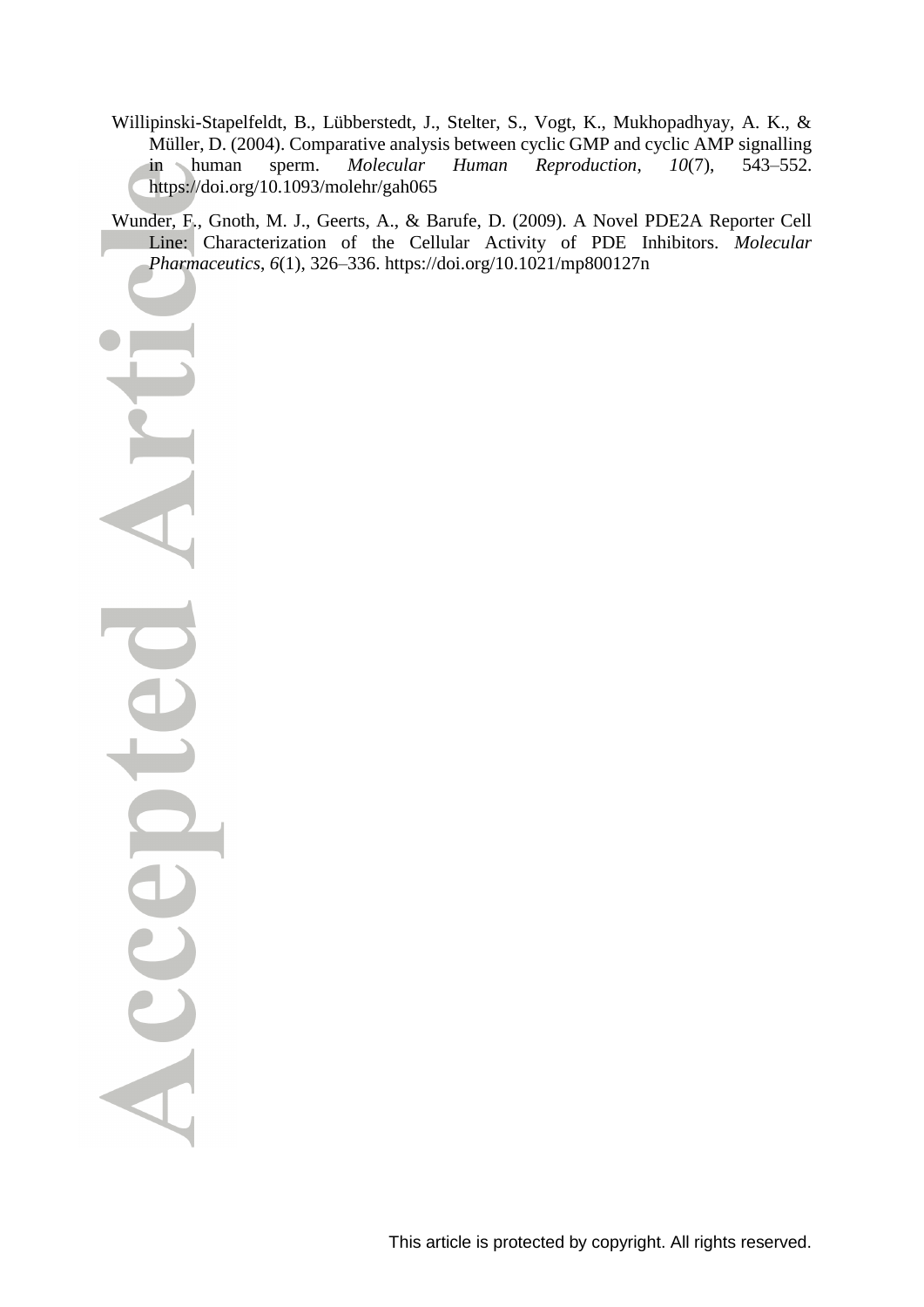Willipinski-Stapelfeldt, B., Lübberstedt, J., Stelter, S., Vogt, K., Mukhopadhyay, A. K., & Müller, D. (2004). Comparative analysis between cyclic GMP and cyclic AMP signalling in human sperm. *Molecular Human Reproduction*, *10*(7), 543–552. https://doi.org/10.1093/molehr/gah065

Wunder, F., Gnoth, M. J., Geerts, A., & Barufe, D. (2009). A Novel PDE2A Reporter Cell Line: Characterization of the Cellular Activity of PDE Inhibitors. *Molecular Pharmaceutics*, *6*(1), 326–336. https://doi.org/10.1021/mp800127n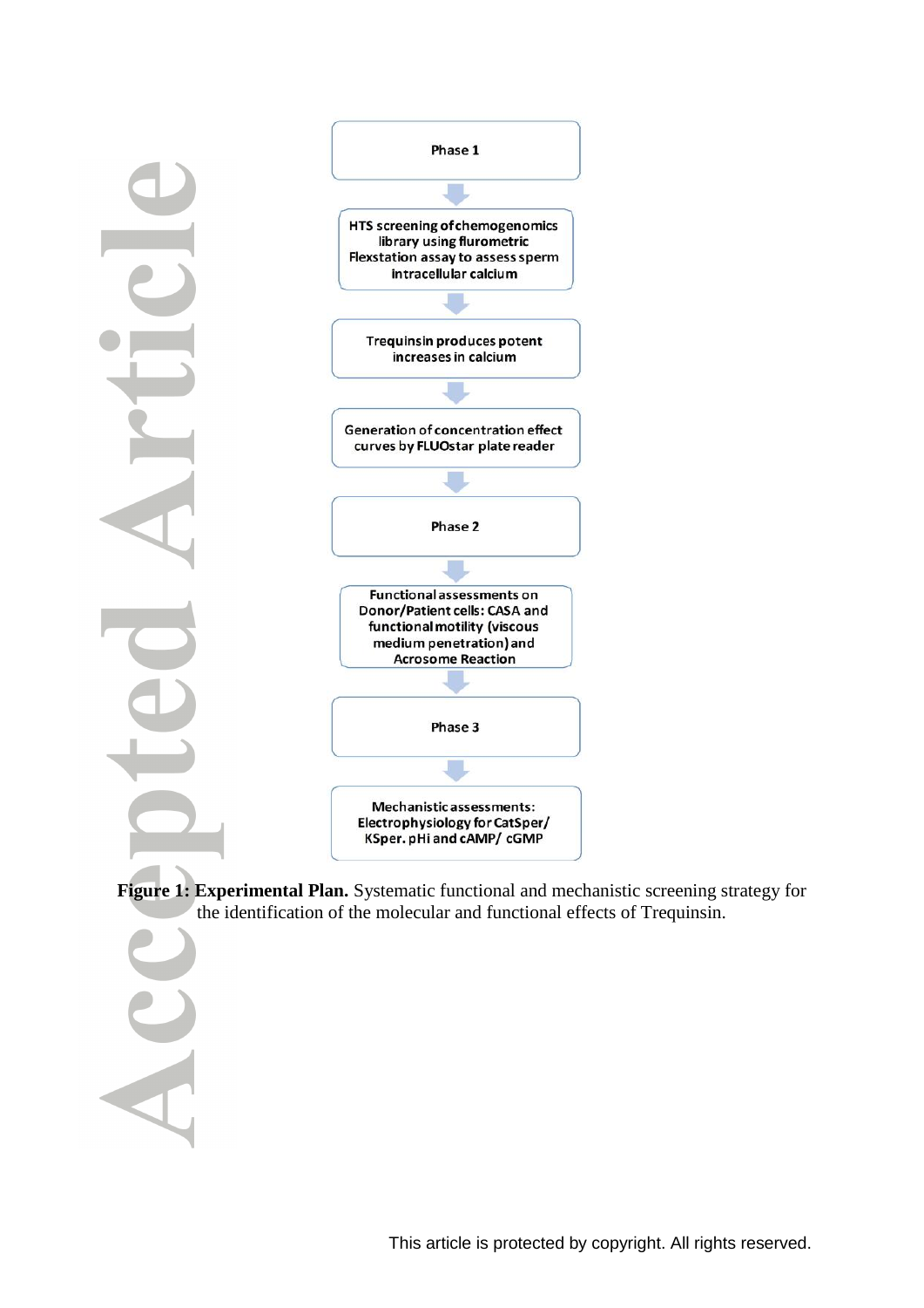Phase 1

HTS screening of chemogenomics library using flurometric Flexstation assay to assess sperm intracellular calcium

Trequinsin produces potent increases in calcium

Generation of concentration effect curves by FLUOstar plate reader

Phase 2

Functional assessments on Donor/Patient cells: CASA and functional motility (viscous medium penetration) and Acrosome Reaction

Phase 3

Mechanistic assessments: Electrophysiology for CatSper/ KSper. pHi and cAMP/ cGMP

**Figure 1: Experimental Plan.** Systematic functional and mechanistic screening strategy for the identification of the molecular and functional effects of Trequinsin.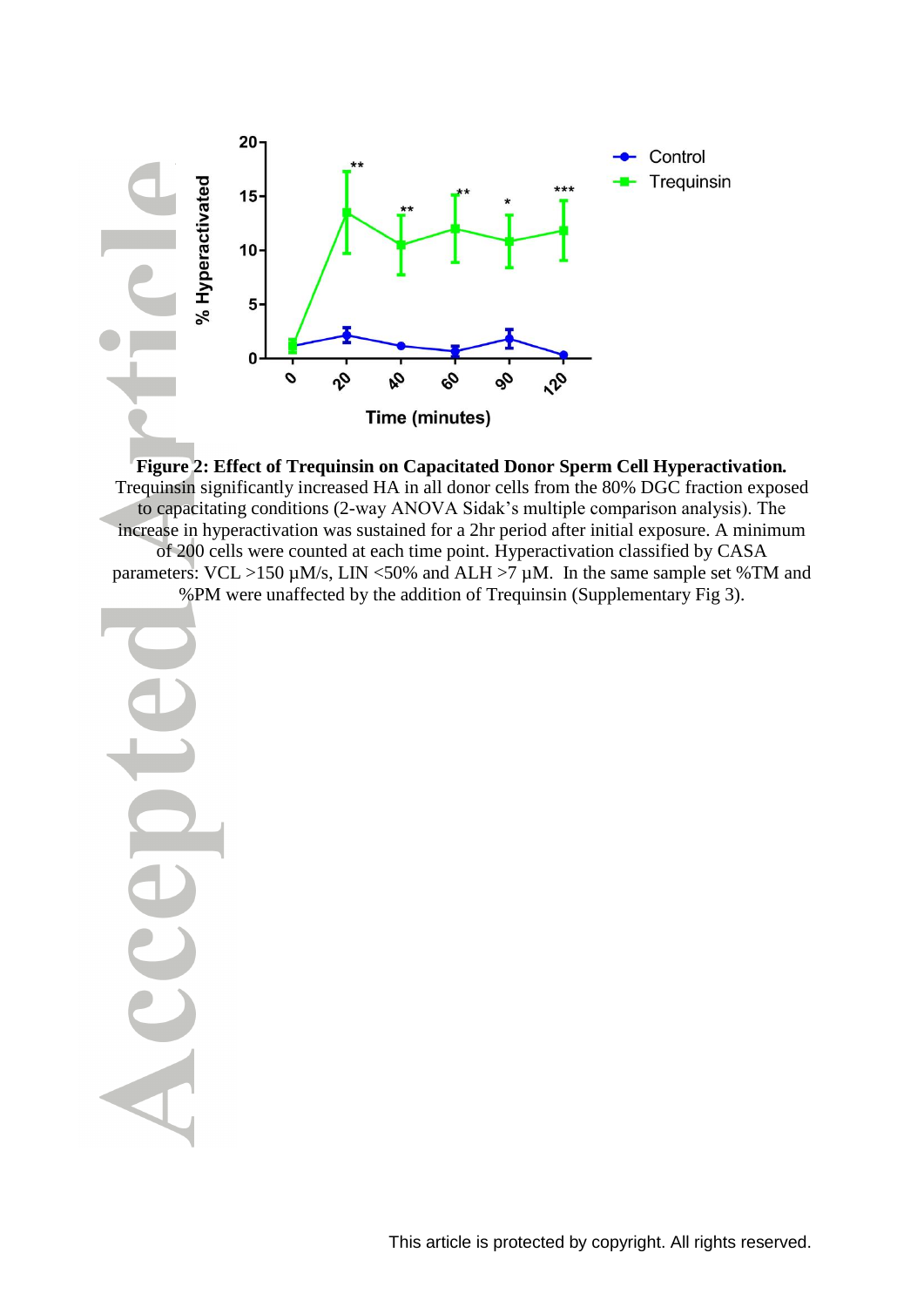**Figure 2: Effect of Trequinsin on Capacitated Donor Sperm Cell Hyperactivation.** Trequinsin significantly increased HA in all donor cells from the 80% DGC fraction exposed to capacitating conditions (2-way ANOVA Sidak's multiple comparison analysis). The increase in hyperactivation was sustained for a 2hr period after initial exposure. A minimum of 200 cells were counted at each time point. Hyperactivation classified by CASA parameters: VCL >150 µM/s, LIN <50% and ALH >7 µM. In the same sample set %TM and %PM were unaffected by the addition of Trequinsin (Supplementary Fig 3).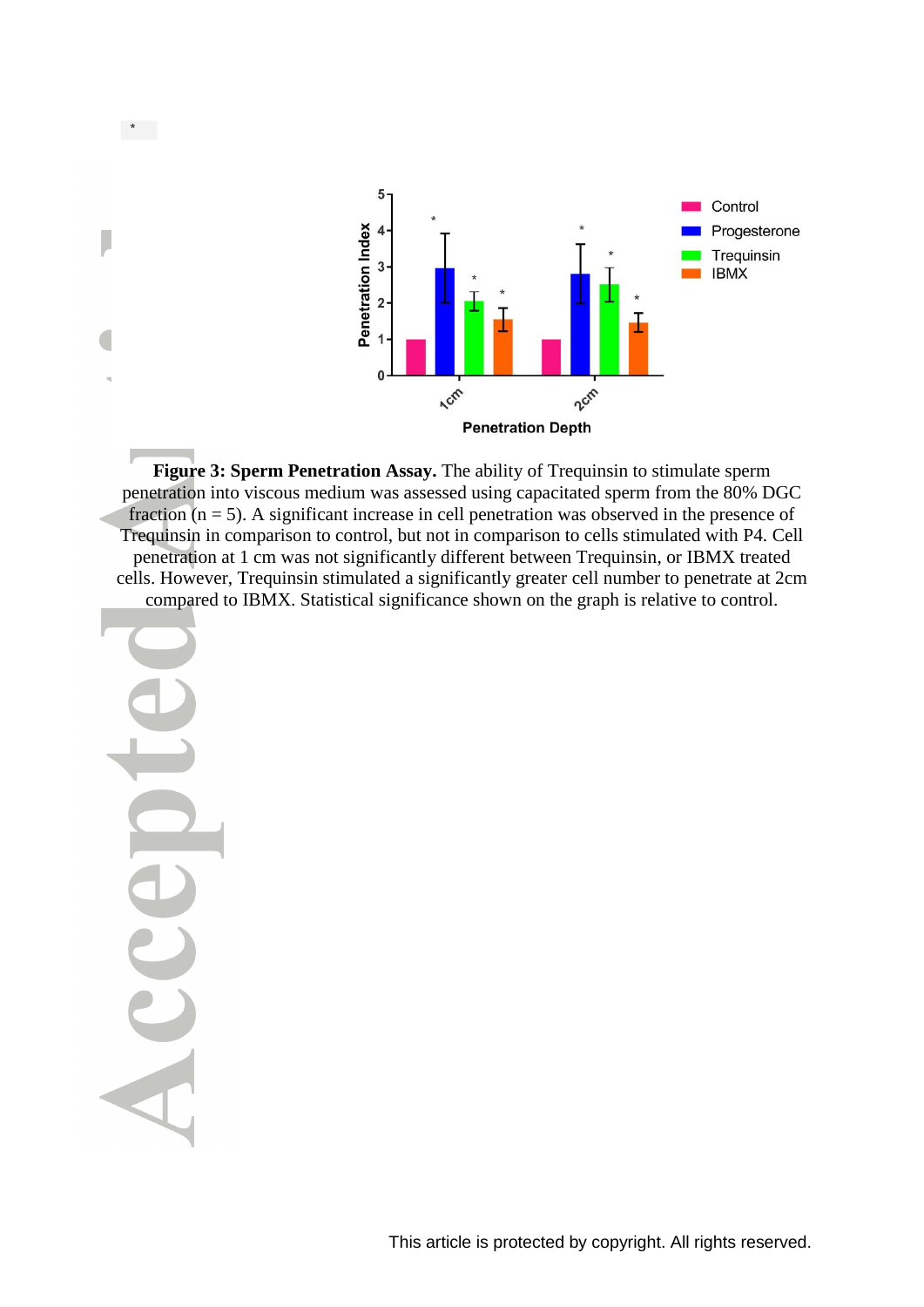**Figure 3: Sperm Penetration Assay.** The ability of Trequinsin to stimulate sperm penetration into viscous medium was assessed using capacitated sperm from the 80% DGC fraction (n = 5). A significant increase in cell penetration was observed in the presence of Trequinsin in comparison to control, but not in comparison to cells stimulated with P4. Cell penetration at 1 cm was not significantly different between Trequinsin, or IBMX treated cells. However, Trequinsin stimulated a significantly greater cell number to penetrate at 2cm compared to IBMX. Statistical significance shown on the graph is relative to control.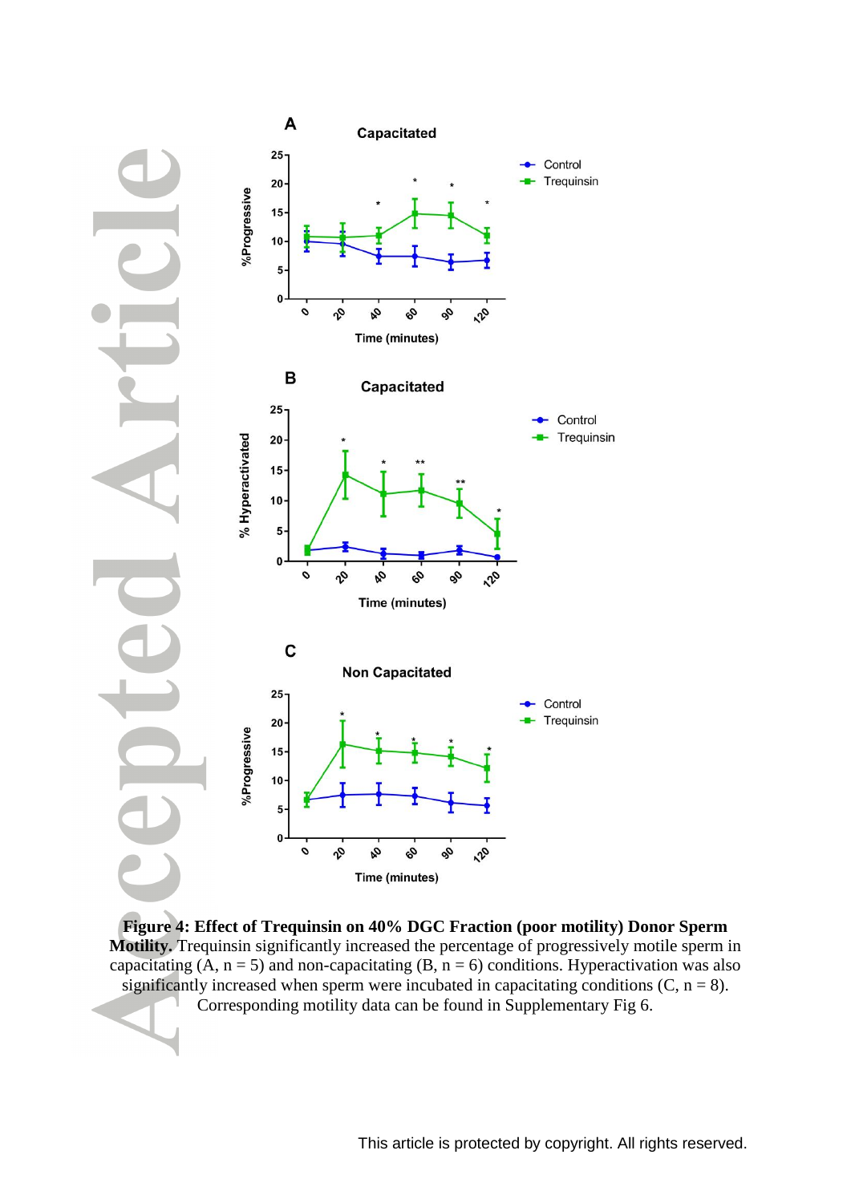**Figure 4: Effect of Trequinsin on 40% DGC Fraction (poor motility) Donor Sperm Motility.** Trequinsin significantly increased the percentage of progressively motile sperm in capacitating (A, n = 5) and non-capacitating (B, n = 6) conditions. Hyperactivation was also significantly increased when sperm were incubated in capacitating conditions (C, n = 8). Corresponding motility data can be found in Supplementary Fig 6.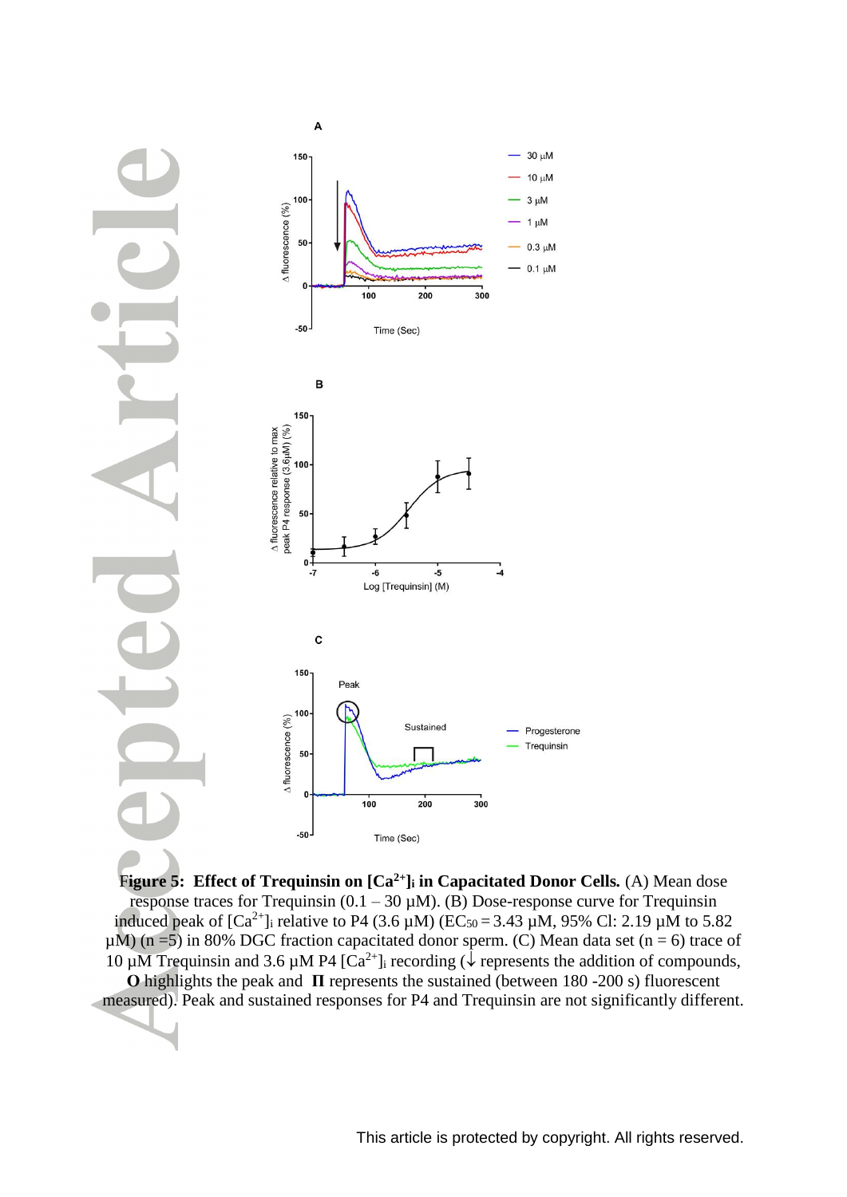**Figure 5: Effect of Trequinsin on $[Ca^{2+}]_i$ in Capacitated Donor Cells.** (A) Mean dose response traces for Trequinsin (0.1 – 30 µM). (B) Dose-response curve for Trequinsin induced peak of $[Ca^{2+}]_i$ relative to P4 (3.6 µM) ($EC_{50}$ = 3.43 µM, 95% Cl: 2.19 µM to 5.82 µM) (n =5) in 80% DGC fraction capacitated donor sperm. (C) Mean data set (n = 6) trace of 10 µM Trequinsin and 3.6 µM P4 $[Ca^{2+}]_i$ recording (↓ represents the addition of compounds, **O** highlights the peak and **Π** represents the sustained (between 180 -200 s) fluorescent measured). Peak and sustained responses for P4 and Trequinsin are not significantly different.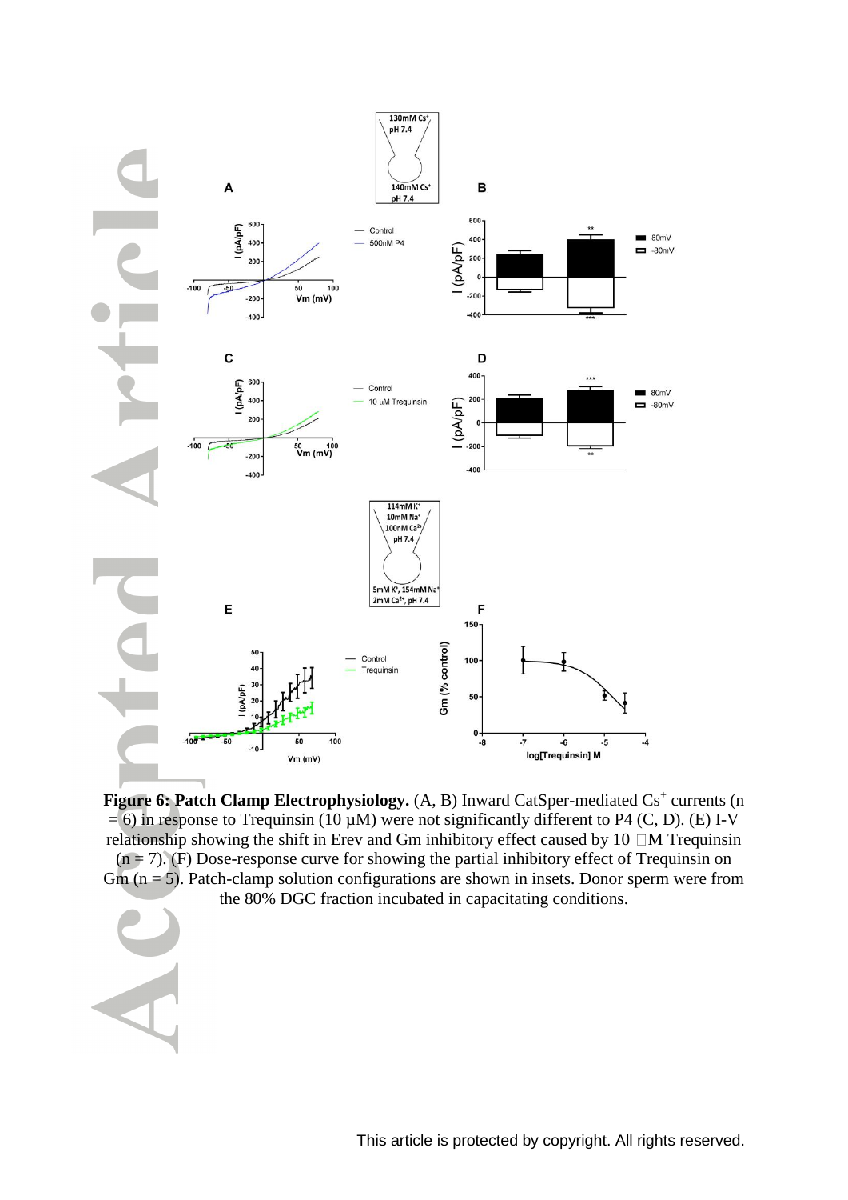**Figure 6: Patch Clamp Electrophysiology.** (A, B) Inward CatSper-mediated $Cs^+$ currents (n = 6) in response to Trequinsin (10 µM) were not significantly different to P4 (C, D). (E) I-V relationship showing the shift in Erev and Gm inhibitory effect caused by 10 µM Trequinsin (n = 7). (F) Dose-response curve for showing the partial inhibitory effect of Trequinsin on Gm (n = 5). Patch-clamp solution configurations are shown in insets. Donor sperm were from the 80% DGC fraction incubated in capacitating conditions.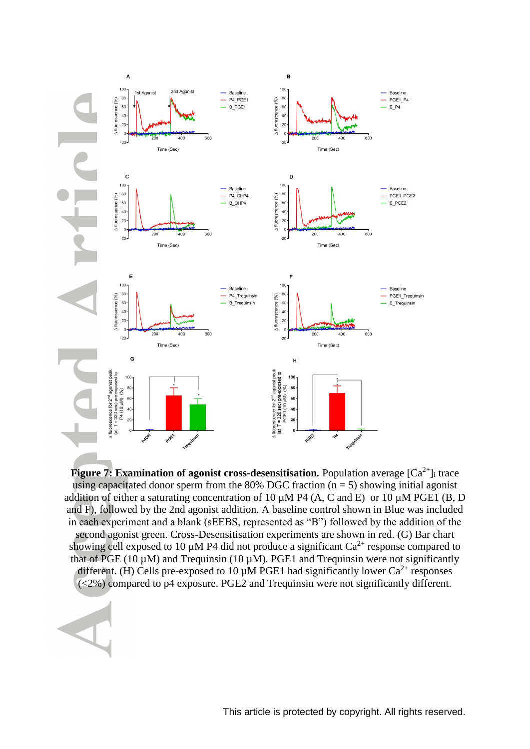**Figure 7: Examination of agonist cross-desensitisation.** Population average $[Ca^{2+}]_i$ trace using capacitated donor sperm from the 80% DGC fraction (n = 5) showing initial agonist addition of either a saturating concentration of 10 µM P4 (A, C and E) or 10 µM PGE1 (B, D and F), followed by the 2nd agonist addition. A baseline control shown in Blue was included in each experiment and a blank (sEEBS, represented as "B") followed by the addition of the second agonist green. Cross-Desensitisation experiments are shown in red. (G) Bar chart showing cell exposed to 10 µM P4 did not produce a significant $Ca^{2+}$ response compared to that of PGE (10 µM) and Trequinsin (10 µM). PGE1 and Trequinsin were not significantly different. (H) Cells pre-exposed to 10 µM PGE1 had significantly lower $Ca^{2+}$ responses (<2%) compared to p4 exposure. PGE2 and Trequinsin were not significantly different.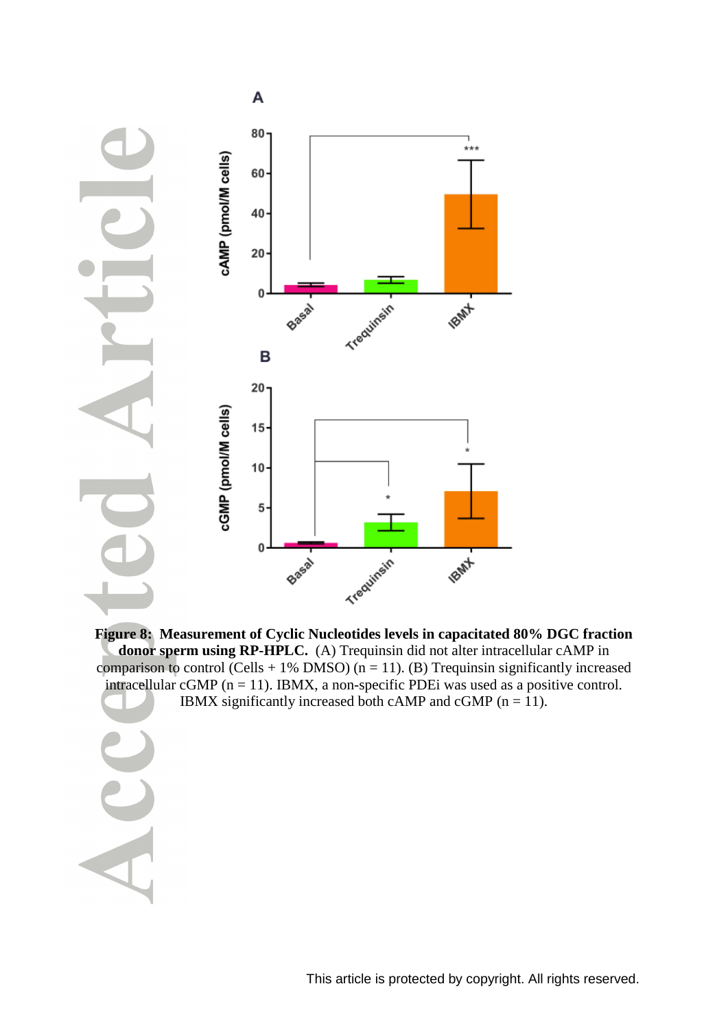**Figure 8: Measurement of Cyclic Nucleotides levels in capacitated 80% DGC fraction donor sperm using RP-HPLC.** (A) Trequinsin did not alter intracellular cAMP in comparison to control (Cells + 1% DMSO) (n = 11). (B) Trequinsin significantly increased intracellular cGMP (n = 11). IBMX, a non-specific PDEi was used as a positive control. IBMX significantly increased both cAMP and cGMP (n = 11).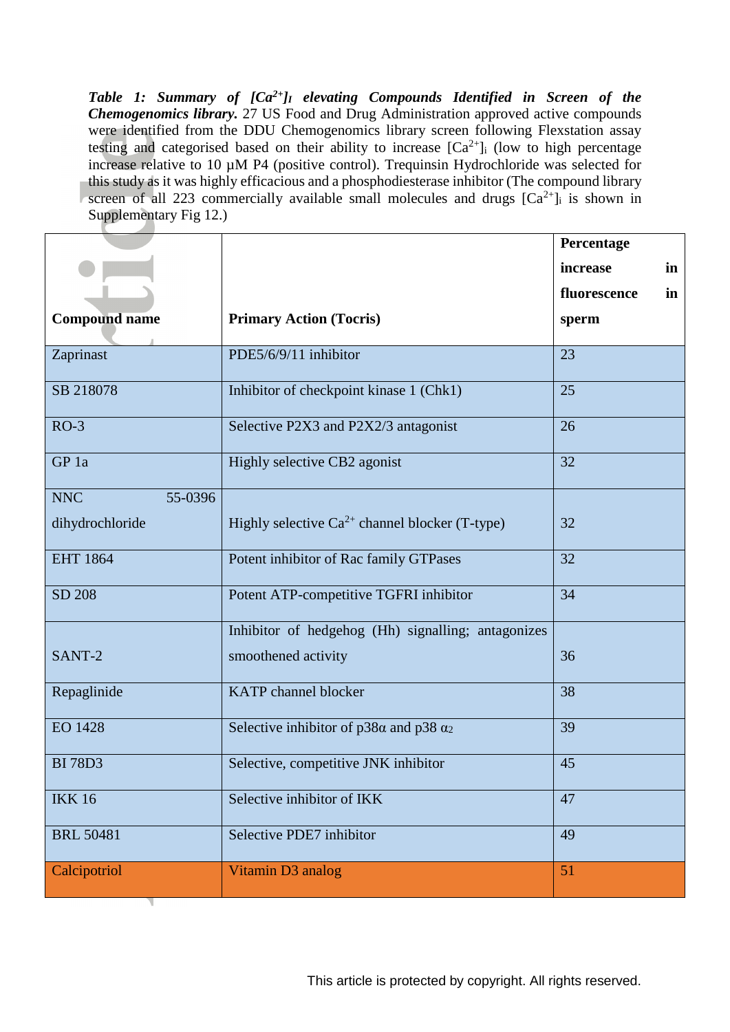*Table 1: Summary of $[Ca^{2+}]_I$ elevating Compounds Identified in Screen of the Chemogenomics library.* 27 US Food and Drug Administration approved active compounds were identified from the DDU Chemogenomics library screen following Flexstation assay testing and categorised based on their ability to increase $[Ca^{2+}]_i$ (low to high percentage increase relative to 10 µM P4 (positive control). Trequinsin Hydrochloride was selected for this study as it was highly efficacious and a phosphodiesterase inhibitor (The compound library screen of all 223 commercially available small molecules and drugs $[Ca^{2+}]_i$ is shown in Supplementary Fig 12.)

| **Compound name** | **Primary Action (Tocris)** | **Percentage increase in fluorescence in sperm** |
|---|---|---|
| Zaprinast | PDE5/6/9/11 inhibitor | 23 |
| SB 218078 | Inhibitor of checkpoint kinase 1 (Chk1) | 25 |
| RO-3 | Selective P2X3 and P2X2/3 antagonist | 26 |
| GP 1a | Highly selective CB2 agonist | 32 |
| NNC 55-0396 dihydrochloride | Highly selective $Ca^{2+}$ channel blocker (T-type) | 32 |
| EHT 1864 | Potent inhibitor of Rac family GTPases | 32 |
| SD 208 | Potent ATP-competitive TGFRI inhibitor | 34 |
| SANT-2 | Inhibitor of hedgehog (Hh) signalling; antagonizes smoothened activity | 36 |
| Repaglinide | KATP channel blocker | 38 |
| EO 1428 | Selective inhibitor of p38α and p38 $\alpha_2$ | 39 |
| BI 78D3 | Selective, competitive JNK inhibitor | 45 |
| IKK 16 | Selective inhibitor of IKK | 47 |
| BRL 50481 | Selective PDE7 inhibitor | 49 |
| Calcipotriol | Vitamin D3 analog | 51 |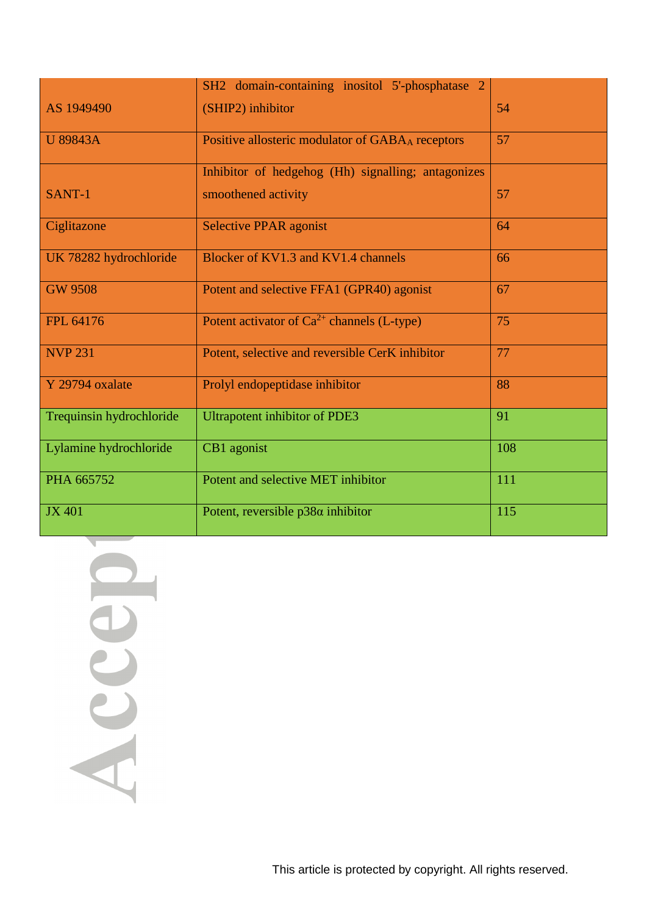| | | |
|---|---|---|
| AS 1949490 | SH2 domain-containing inositol 5'-phosphatase 2 (SHIP2) inhibitor | 54 |
| U 89843A | Positive allosteric modulator of $GABA_A$ receptors | 57 |
| SANT-1 | Inhibitor of hedgehog (Hh) signalling; antagonizes smoothened activity | 57 |
| Ciglitazone | Selective PPAR agonist | 64 |
| UK 78282 hydrochloride | Blocker of KV1.3 and KV1.4 channels | 66 |
| GW 9508 | Potent and selective FFA1 (GPR40) agonist | 67 |
| FPL 64176 | Potent activator of $Ca^{2+}$ channels (L-type) | 75 |
| NVP 231 | Potent, selective and reversible CerK inhibitor | 77 |
| Y 29794 oxalate | Prolyl endopeptidase inhibitor | 88 |
| Trequinsin hydrochloride | Ultrapotent inhibitor of PDE3 | 91 |
| Lylamine hydrochloride | CB1 agonist | 108 |
| PHA 665752 | Potent and selective MET inhibitor | 111 |
| JX 401 | Potent, reversible p38α inhibitor | 115 |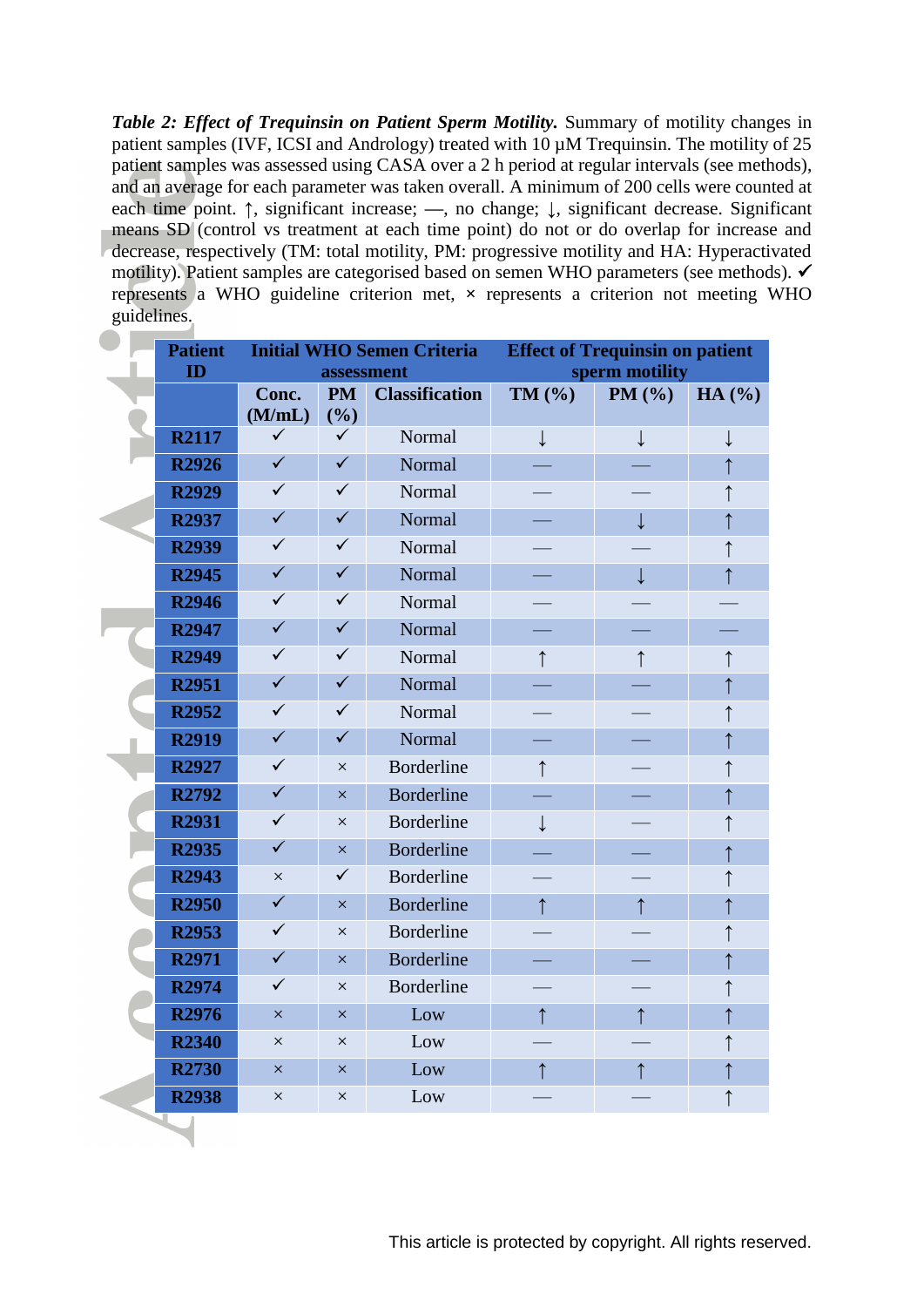***Table 2: Effect of Trequinsin on Patient Sperm Motility.*** Summary of motility changes in patient samples (IVF, ICSI and Andrology) treated with 10 µM Trequinsin. The motility of 25 patient samples was assessed using CASA over a 2 h period at regular intervals (see methods), and an average for each parameter was taken overall. A minimum of 200 cells were counted at each time point. ↑, significant increase; —, no change; ↓, significant decrease. Significant means SD (control vs treatment at each time point) do not or do overlap for increase and decrease, respectively (TM: total motility, PM: progressive motility and HA: Hyperactivated motility). Patient samples are categorised based on semen WHO parameters (see methods). ✓ represents a WHO guideline criterion met, × represents a criterion not meeting WHO guidelines.

| Patient ID | Initial WHO Semen Criteria assessment | | | Effect of Trequinsin on patient sperm motility | | |
|---|---|---|---|---|---|---|
| | Conc. (M/mL) | PM (%) | Classification | TM (%) | PM (%) | HA (%) |
| R2117 | ✓ | ✓ | Normal | ↓ | ↓ | ↓ |
| R2926 | ✓ | ✓ | Normal | — | — | ↑ |
| R2929 | ✓ | ✓ | Normal | — | — | ↑ |
| R2937 | ✓ | ✓ | Normal | — | ↓ | ↑ |
| R2939 | ✓ | ✓ | Normal | — | — | ↑ |
| R2945 | ✓ | ✓ | Normal | — | ↓ | ↑ |
| R2946 | ✓ | ✓ | Normal | — | — | — |
| R2947 | ✓ | ✓ | Normal | — | — | — |
| R2949 | ✓ | ✓ | Normal | ↑ | ↑ | ↑ |
| R2951 | ✓ | ✓ | Normal | — | — | ↑ |
| R2952 | ✓ | ✓ | Normal | — | — | ↑ |
| R2919 | ✓ | ✓ | Normal | — | — | ↑ |
| R2927 | ✓ | × | Borderline | ↑ | — | ↑ |
| R2792 | ✓ | × | Borderline | — | — | ↑ |
| R2931 | ✓ | × | Borderline | ↓ | — | ↑ |
| R2935 | ✓ | × | Borderline | — | — | ↑ |
| R2943 | × | ✓ | Borderline | — | — | ↑ |
| R2950 | ✓ | × | Borderline | ↑ | ↑ | ↑ |
| R2953 | ✓ | × | Borderline | — | — | ↑ |
| R2971 | ✓ | × | Borderline | — | — | ↑ |
| R2974 | ✓ | × | Borderline | — | — | ↑ |
| R2976 | × | × | Low | ↑ | ↑ | ↑ |
| R2340 | × | × | Low | — | — | ↑ |
| R2730 | × | × | Low | ↑ | ↑ | ↑ |
| R2938 | × | × | Low | — | — | ↑ |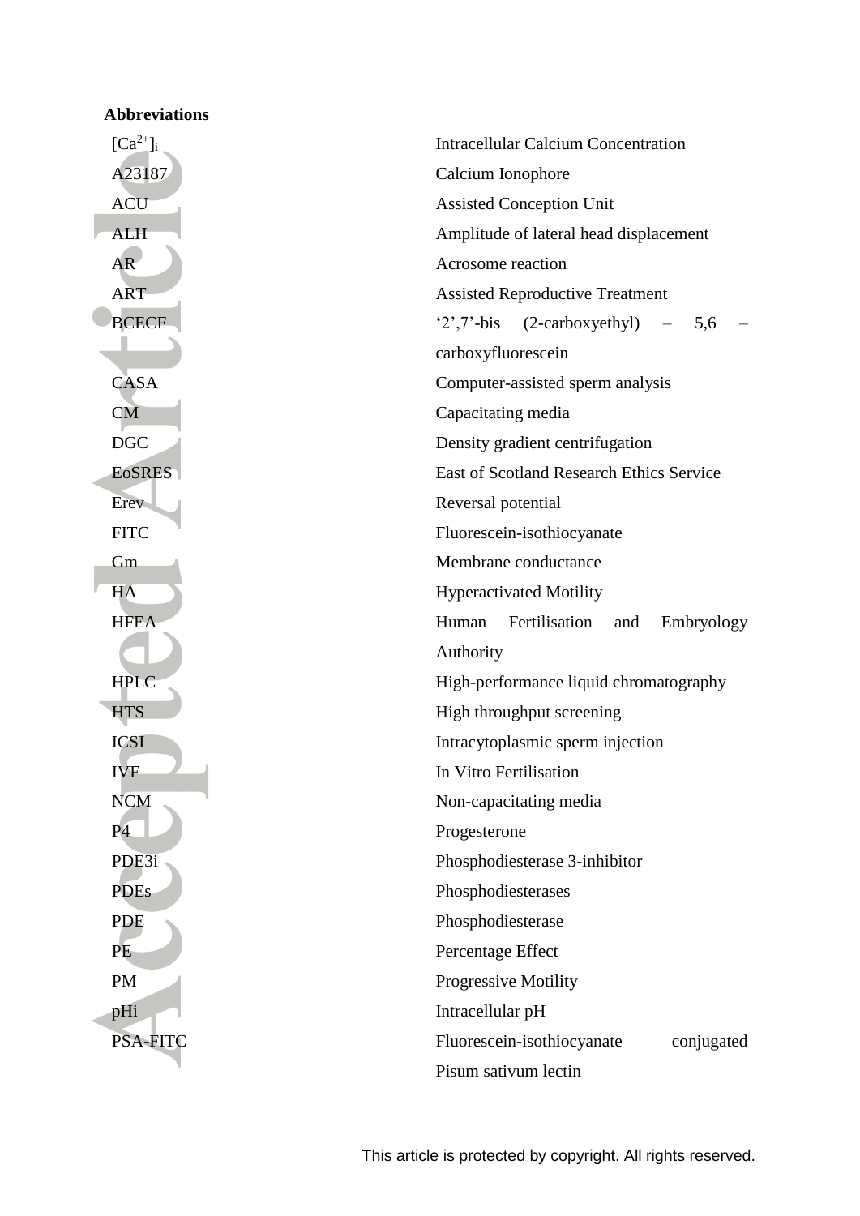**Abbreviations**

| | |
|---|---|
| $[Ca^{2+}]_i$ | Intracellular Calcium Concentration |
| A23187 | Calcium Ionophore |
| ACU | Assisted Conception Unit |
| ALH | Amplitude of lateral head displacement |
| AR | Acrosome reaction |
| ART | Assisted Reproductive Treatment |
| BCECF | '2',7'-bis (2-carboxyethyl) – 5,6 – carboxyfluorescein |
| CASA | Computer-assisted sperm analysis |
| CM | Capacitating media |
| DGC | Density gradient centrifugation |
| EoSRES | East of Scotland Research Ethics Service |
| Erev | Reversal potential |
| FITC | Fluorescein-isothiocyanate |
| Gm | Membrane conductance |
| HA | Hyperactivated Motility |
| HFEA | Human Fertilisation and Embryology Authority |
| HPLC | High-performance liquid chromatography |
| HTS | High throughput screening |
| ICSI | Intracytoplasmic sperm injection |
| IVF | In Vitro Fertilisation |
| NCM | Non-capacitating media |
| P4 | Progesterone |
| PDE3i | Phosphodiesterase 3-inhibitor |
| PDEs | Phosphodiesterases |
| PDE | Phosphodiesterase |
| PE | Percentage Effect |
| PM | Progressive Motility |
| pHi | Intracellular pH |
| PSA-FITC | Fluorescein-isothiocyanate conjugated Pisum sativum lectin |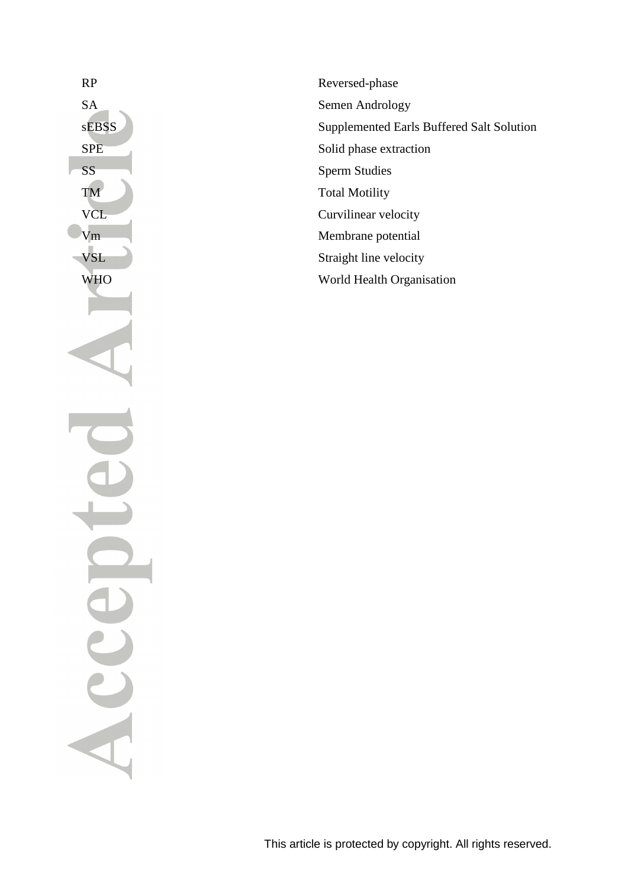| | |
|---|---|
| RP | Reversed-phase |
| SA | Semen Andrology |
| sEBSS | Supplemented Earls Buffered Salt Solution |
| SPE | Solid phase extraction |
| SS | Sperm Studies |
| TM | Total Motility |
| VCL | Curvilinear velocity |
| Vm | Membrane potential |
| VSL | Straight line velocity |
| WHO | World Health Organisation |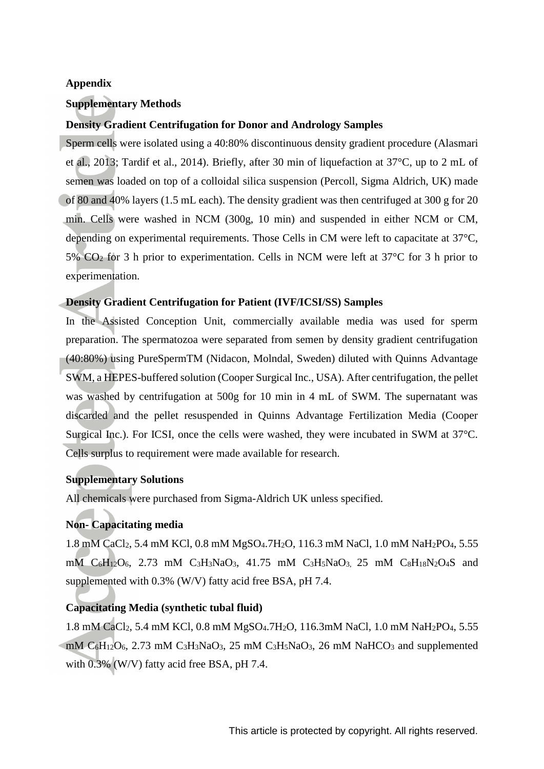**Appendix**

**Supplementary Methods**

**Density Gradient Centrifugation for Donor and Andrology Samples**

Sperm cells were isolated using a 40:80% discontinuous density gradient procedure (Alasmari et al., 2013; Tardif et al., 2014). Briefly, after 30 min of liquefaction at 37°C, up to 2 mL of semen was loaded on top of a colloidal silica suspension (Percoll, Sigma Aldrich, UK) made of 80 and 40% layers (1.5 mL each). The density gradient was then centrifuged at 300 g for 20 min. Cells were washed in NCM (300g, 10 min) and suspended in either NCM or CM, depending on experimental requirements. Those Cells in CM were left to capacitate at 37°C, 5% $CO_2$ for 3 h prior to experimentation. Cells in NCM were left at 37°C for 3 h prior to experimentation.

**Density Gradient Centrifugation for Patient (IVF/ICSI/SS) Samples**

In the Assisted Conception Unit, commercially available media was used for sperm preparation. The spermatozoa were separated from semen by density gradient centrifugation (40:80%) using PureSpermTM (Nidacon, Molndal, Sweden) diluted with Quinns Advantage SWM, a HEPES-buffered solution (Cooper Surgical Inc., USA). After centrifugation, the pellet was washed by centrifugation at 500g for 10 min in 4 mL of SWM. The supernatant was discarded and the pellet resuspended in Quinns Advantage Fertilization Media (Cooper Surgical Inc.). For ICSI, once the cells were washed, they were incubated in SWM at 37°C. Cells surplus to requirement were made available for research.

**Supplementary Solutions**

All chemicals were purchased from Sigma-Aldrich UK unless specified.

**Non- Capacitating media**

1.8 mM $CaCl_2$, 5.4 mM KCl, 0.8 mM $MgSO_4.7H_2O$, 116.3 mM NaCl, 1.0 mM $NaH_2PO_4$, 5.55 mM $C_6H_{12}O_6$, 2.73 mM $C_3H_3NaO_3$, 41.75 mM $C_3H_5NaO_3$, 25 mM $C_8H_{18}N_2O_4S$ and supplemented with 0.3% (W/V) fatty acid free BSA, pH 7.4.

**Capacitating Media (synthetic tubal fluid)**

1.8 mM $CaCl_2$, 5.4 mM KCl, 0.8 mM $MgSO_4.7H_2O$, 116.3mM NaCl, 1.0 mM $NaH_2PO_4$, 5.55 mM $C_6H_{12}O_6$, 2.73 mM $C_3H_3NaO_3$, 25 mM $C_3H_5NaO_3$, 26 mM $NaHCO_3$ and supplemented with 0.3% (W/V) fatty acid free BSA, pH 7.4.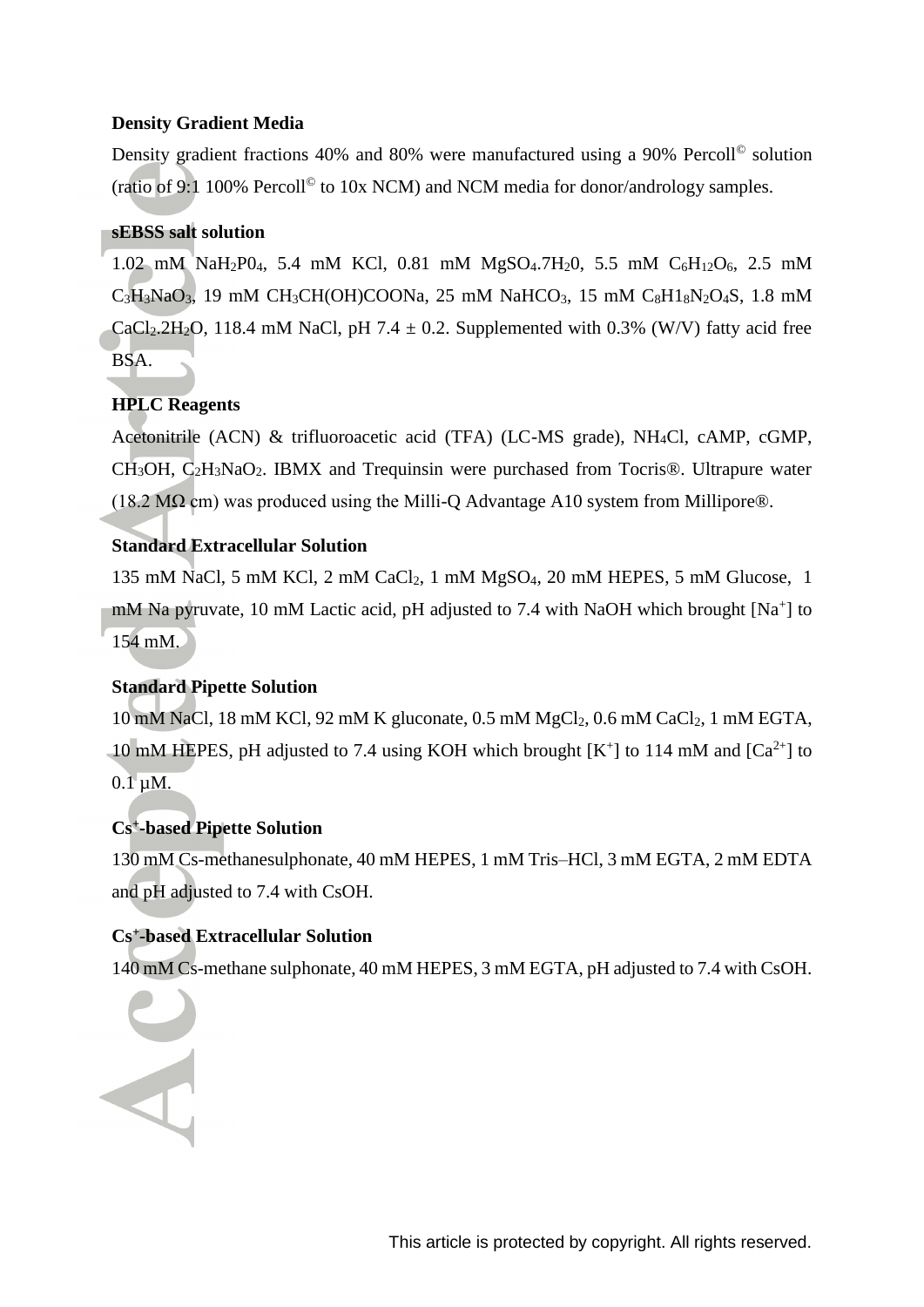**Density Gradient Media**

Density gradient fractions 40% and 80% were manufactured using a 90% Percoll© solution (ratio of 9:1 100% Percoll© to 10x NCM) and NCM media for donor/andrology samples.

**sEBSS salt solution**

1.02 mM $NaH_2P0_4$, 5.4 mM KCl, 0.81 mM $MgSO_4.7H_20$, 5.5 mM $C_6H_{12}O_6$, 2.5 mM $C_3H_3NaO_3$, 19 mM $CH_3CH(OH)COONa$, 25 mM $NaHCO_3$, 15 mM $C_8H1_8N_2O_4S$, 1.8 mM $CaCl_2.2H_2O$, 118.4 mM NaCl, pH 7.4 ± 0.2. Supplemented with 0.3% (W/V) fatty acid free BSA.

**HPLC Reagents**

Acetonitrile (ACN) & trifluoroacetic acid (TFA) (LC-MS grade), $NH_4Cl$, cAMP, cGMP, $CH_3OH$, $C_2H_3NaO_2$. IBMX and Trequinsin were purchased from Tocris®. Ultrapure water (18.2 MΩ cm) was produced using the Milli-Q Advantage A10 system from Millipore®.

**Standard Extracellular Solution**

135 mM NaCl, 5 mM KCl, 2 mM $CaCl_2$, 1 mM $MgSO_4$, 20 mM HEPES, 5 mM Glucose, 1 mM Na pyruvate, 10 mM Lactic acid, pH adjusted to 7.4 with NaOH which brought [$Na^+$] to 154 mM.

**Standard Pipette Solution**

10 mM NaCl, 18 mM KCl, 92 mM K gluconate, 0.5 mM $MgCl_2$, 0.6 mM $CaCl_2$, 1 mM EGTA, 10 mM HEPES, pH adjusted to 7.4 using KOH which brought [$K^+$] to 114 mM and [$Ca^{2+}$] to 0.1 μM.

**$Cs^+$-based Pipette Solution**

130 mM Cs-methanesulphonate, 40 mM HEPES, 1 mM Tris–HCl, 3 mM EGTA, 2 mM EDTA and pH adjusted to 7.4 with CsOH.

**$Cs^+$-based Extracellular Solution**

140 mM Cs-methane sulphonate, 40 mM HEPES, 3 mM EGTA, pH adjusted to 7.4 with CsOH.